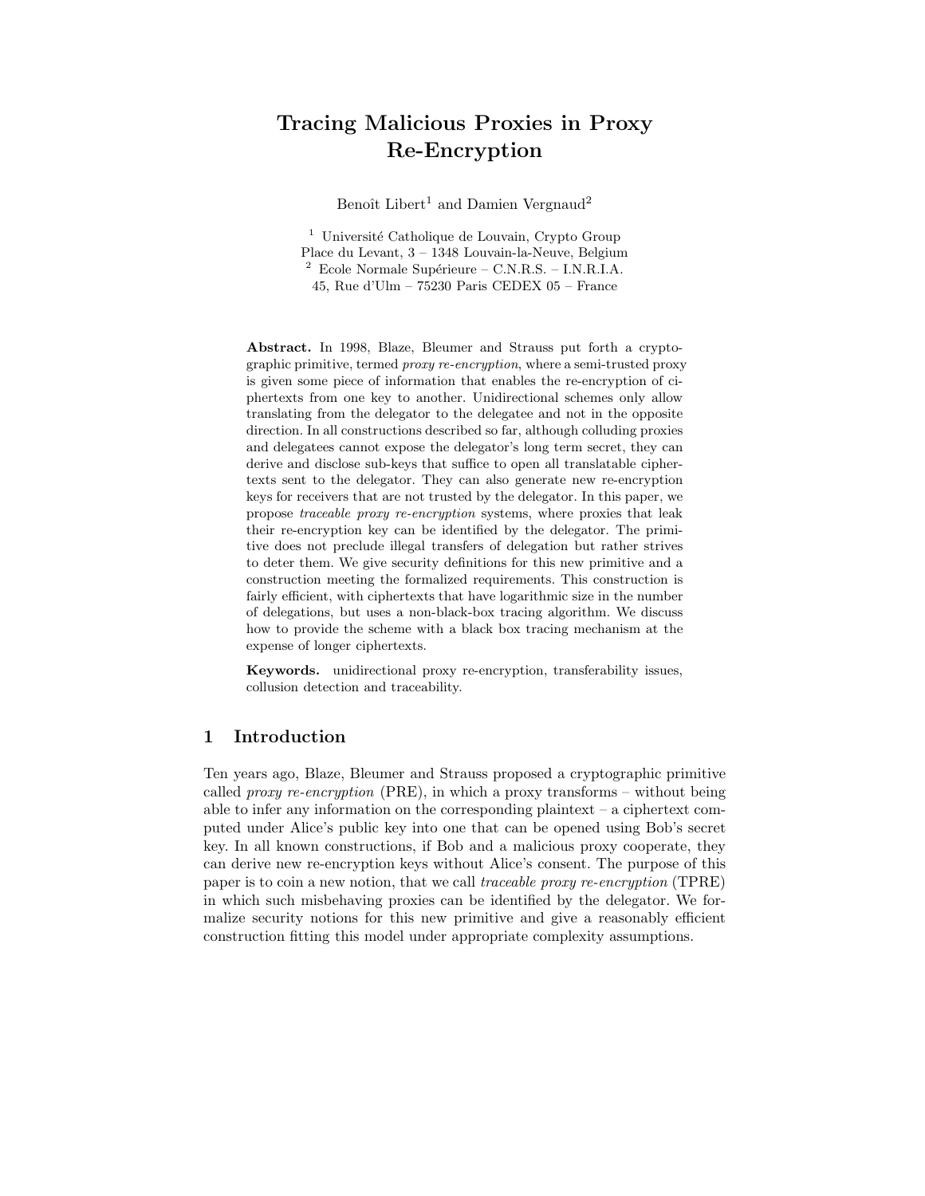# Tracing Malicious Proxies in Proxy Re-Encryption

Benoît Libert[1] and Damien Vergnaud[2]

[1] Université Catholique de Louvain, Crypto Group
Place du Levant, 3 – 1348 Louvain-la-Neuve, Belgium
[2] Ecole Normale Supérieure – C.N.R.S. – I.N.R.I.A.
45, Rue d'Ulm – 75230 Paris CEDEX 05 – France

**Abstract.** In 1998, Blaze, Bleumer and Strauss put forth a cryptographic primitive, termed *proxy re-encryption*, where a semi-trusted proxy is given some piece of information that enables the re-encryption of ciphertexts from one key to another. Unidirectional schemes only allow translating from the delegator to the delegatee and not in the opposite direction. In all constructions described so far, although colluding proxies and delegatees cannot expose the delegator's long term secret, they can derive and disclose sub-keys that suffice to open all translatable ciphertexts sent to the delegator. They can also generate new re-encryption keys for receivers that are not trusted by the delegator. In this paper, we propose *traceable proxy re-encryption* systems, where proxies that leak their re-encryption key can be identified by the delegator. The primitive does not preclude illegal transfers of delegation but rather strives to deter them. We give security definitions for this new primitive and a construction meeting the formalized requirements. This construction is fairly efficient, with ciphertexts that have logarithmic size in the number of delegations, but uses a non-black-box tracing algorithm. We discuss how to provide the scheme with a black box tracing mechanism at the expense of longer ciphertexts.

**Keywords.** unidirectional proxy re-encryption, transferability issues, collusion detection and traceability.

## 1 Introduction

Ten years ago, Blaze, Bleumer and Strauss proposed a cryptographic primitive called *proxy re-encryption* (PRE), in which a proxy transforms – without being able to infer any information on the corresponding plaintext – a ciphertext computed under Alice's public key into one that can be opened using Bob's secret key. In all known constructions, if Bob and a malicious proxy cooperate, they can derive new re-encryption keys without Alice's consent. The purpose of this paper is to coin a new notion, that we call *traceable proxy re-encryption* (TPRE) in which such misbehaving proxies can be identified by the delegator. We formalize security notions for this new primitive and give a reasonably efficient construction fitting this model under appropriate complexity assumptions.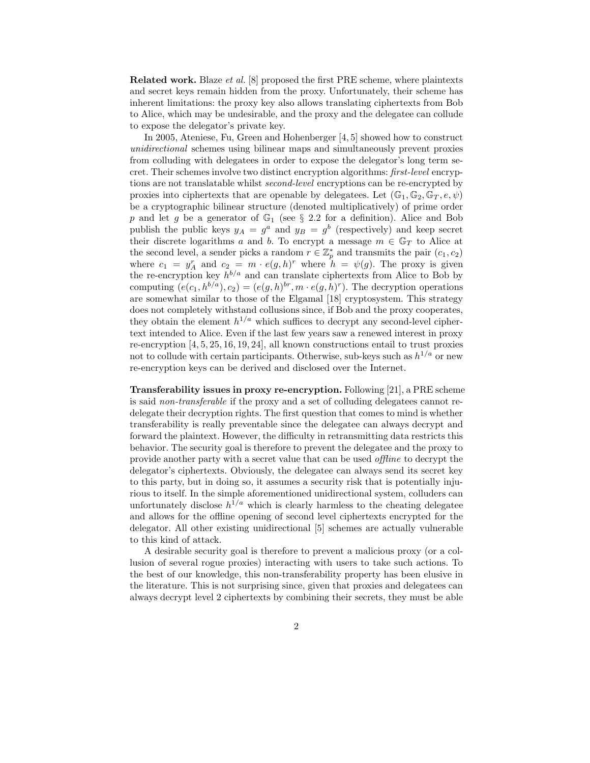**Related work.** Blaze *et al.* [8] proposed the first PRE scheme, where plaintexts and secret keys remain hidden from the proxy. Unfortunately, their scheme has inherent limitations: the proxy key also allows translating ciphertexts from Bob to Alice, which may be undesirable, and the proxy and the delegatee can collude to expose the delegator's private key.

In 2005, Ateniese, Fu, Green and Hohenberger [4, 5] showed how to construct *unidirectional* schemes using bilinear maps and simultaneously prevent proxies from colluding with delegatees in order to expose the delegator's long term secret. Their schemes involve two distinct encryption algorithms: *first-level* encryptions are not translatable whilst *second-level* encryptions can be re-encrypted by proxies into ciphertexts that are openable by delegatees. Let $(\mathbb{G}_1, \mathbb{G}_2, \mathbb{G}_T, e, \psi)$ be a cryptographic bilinear structure (denoted multiplicatively) of prime order $p$ and let $g$ be a generator of $\mathbb{G}_1$ (see § 2.2 for a definition). Alice and Bob publish the public keys $y_A = g^a$ and $y_B = g^b$ (respectively) and keep secret their discrete logarithms $a$ and $b$. To encrypt a message $m \in \mathbb{G}_T$ to Alice at the second level, a sender picks a random $r \in \mathbb{Z}_p^*$ and transmits the pair $(c_1, c_2)$ where $c_1 = y_A^r$ and $c_2 = m \cdot e(g, h)^r$ where $h = \psi(g)$. The proxy is given the re-encryption key $h^{b/a}$ and can translate ciphertexts from Alice to Bob by computing $(e(c_1, h^{b/a}), c_2) = (e(g, h)^{br}, m \cdot e(g, h)^r)$. The decryption operations are somewhat similar to those of the Elgamal [18] cryptosystem. This strategy does not completely withstand collusions since, if Bob and the proxy cooperates, they obtain the element $h^{1/a}$ which suffices to decrypt any second-level ciphertext intended to Alice. Even if the last few years saw a renewed interest in proxy re-encryption [4, 5, 25, 16, 19, 24], all known constructions entail to trust proxies not to collude with certain participants. Otherwise, sub-keys such as $h^{1/a}$ or new re-encryption keys can be derived and disclosed over the Internet.

**Transferability issues in proxy re-encryption.** Following [21], a PRE scheme is said *non-transferable* if the proxy and a set of colluding delegatees cannot re-delegate their decryption rights. The first question that comes to mind is whether transferability is really preventable since the delegatee can always decrypt and forward the plaintext. However, the difficulty in retransmitting data restricts this behavior. The security goal is therefore to prevent the delegatee and the proxy to provide another party with a secret value that can be used *offline* to decrypt the delegator's ciphertexts. Obviously, the delegatee can always send its secret key to this party, but in doing so, it assumes a security risk that is potentially injurious to itself. In the simple aforementioned unidirectional system, colluders can unfortunately disclose $h^{1/a}$ which is clearly harmless to the cheating delegatee and allows for the offline opening of second level ciphertexts encrypted for the delegator. All other existing unidirectional [5] schemes are actually vulnerable to this kind of attack.

A desirable security goal is therefore to prevent a malicious proxy (or a collusion of several rogue proxies) interacting with users to take such actions. To the best of our knowledge, this non-transferability property has been elusive in the literature. This is not surprising since, given that proxies and delegatees can always decrypt level 2 ciphertexts by combining their secrets, they must be able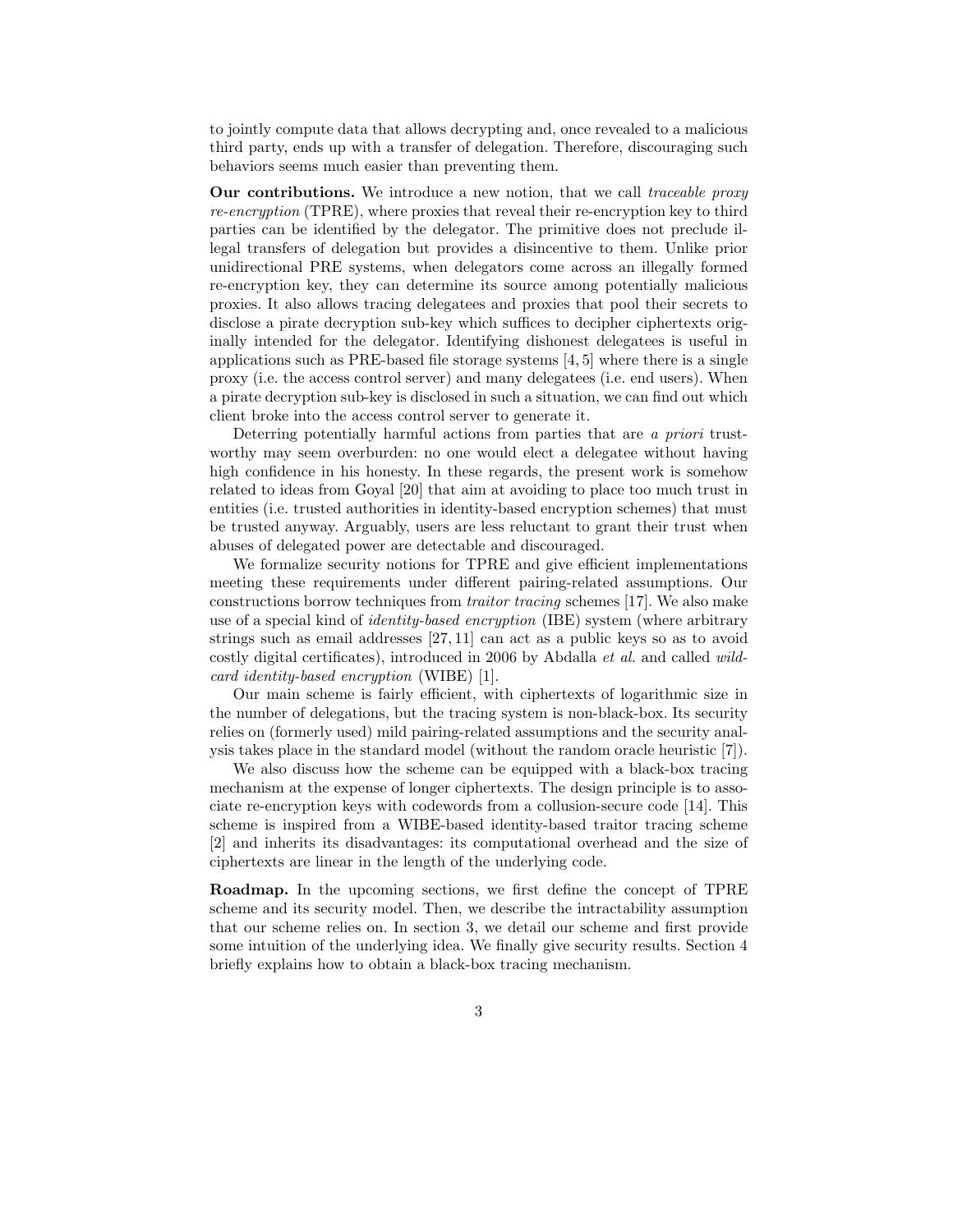to jointly compute data that allows decrypting and, once revealed to a malicious third party, ends up with a transfer of delegation. Therefore, discouraging such behaviors seems much easier than preventing them.

**Our contributions.** We introduce a new notion, that we call *traceable proxy re-encryption* (TPRE), where proxies that reveal their re-encryption key to third parties can be identified by the delegator. The primitive does not preclude illegal transfers of delegation but provides a disincentive to them. Unlike prior unidirectional PRE systems, when delegators come across an illegally formed re-encryption key, they can determine its source among potentially malicious proxies. It also allows tracing delegatees and proxies that pool their secrets to disclose a pirate decryption sub-key which suffices to decipher ciphertexts originally intended for the delegator. Identifying dishonest delegatees is useful in applications such as PRE-based file storage systems [4, 5] where there is a single proxy (i.e. the access control server) and many delegatees (i.e. end users). When a pirate decryption sub-key is disclosed in such a situation, we can find out which client broke into the access control server to generate it.

Deterring potentially harmful actions from parties that are *a priori* trustworthy may seem overburden: no one would elect a delegatee without having high confidence in his honesty. In these regards, the present work is somehow related to ideas from Goyal [20] that aim at avoiding to place too much trust in entities (i.e. trusted authorities in identity-based encryption schemes) that must be trusted anyway. Arguably, users are less reluctant to grant their trust when abuses of delegated power are detectable and discouraged.

We formalize security notions for TPRE and give efficient implementations meeting these requirements under different pairing-related assumptions. Our constructions borrow techniques from *traitor tracing* schemes [17]. We also make use of a special kind of *identity-based encryption* (IBE) system (where arbitrary strings such as email addresses [27, 11] can act as a public keys so as to avoid costly digital certificates), introduced in 2006 by Abdalla *et al.* and called *wildcard identity-based encryption* (WIBE) [1].

Our main scheme is fairly efficient, with ciphertexts of logarithmic size in the number of delegations, but the tracing system is non-black-box. Its security relies on (formerly used) mild pairing-related assumptions and the security analysis takes place in the standard model (without the random oracle heuristic [7]).

We also discuss how the scheme can be equipped with a black-box tracing mechanism at the expense of longer ciphertexts. The design principle is to associate re-encryption keys with codewords from a collusion-secure code [14]. This scheme is inspired from a WIBE-based identity-based traitor tracing scheme [2] and inherits its disadvantages: its computational overhead and the size of ciphertexts are linear in the length of the underlying code.

**Roadmap.** In the upcoming sections, we first define the concept of TPRE scheme and its security model. Then, we describe the intractability assumption that our scheme relies on. In section 3, we detail our scheme and first provide some intuition of the underlying idea. We finally give security results. Section 4 briefly explains how to obtain a black-box tracing mechanism.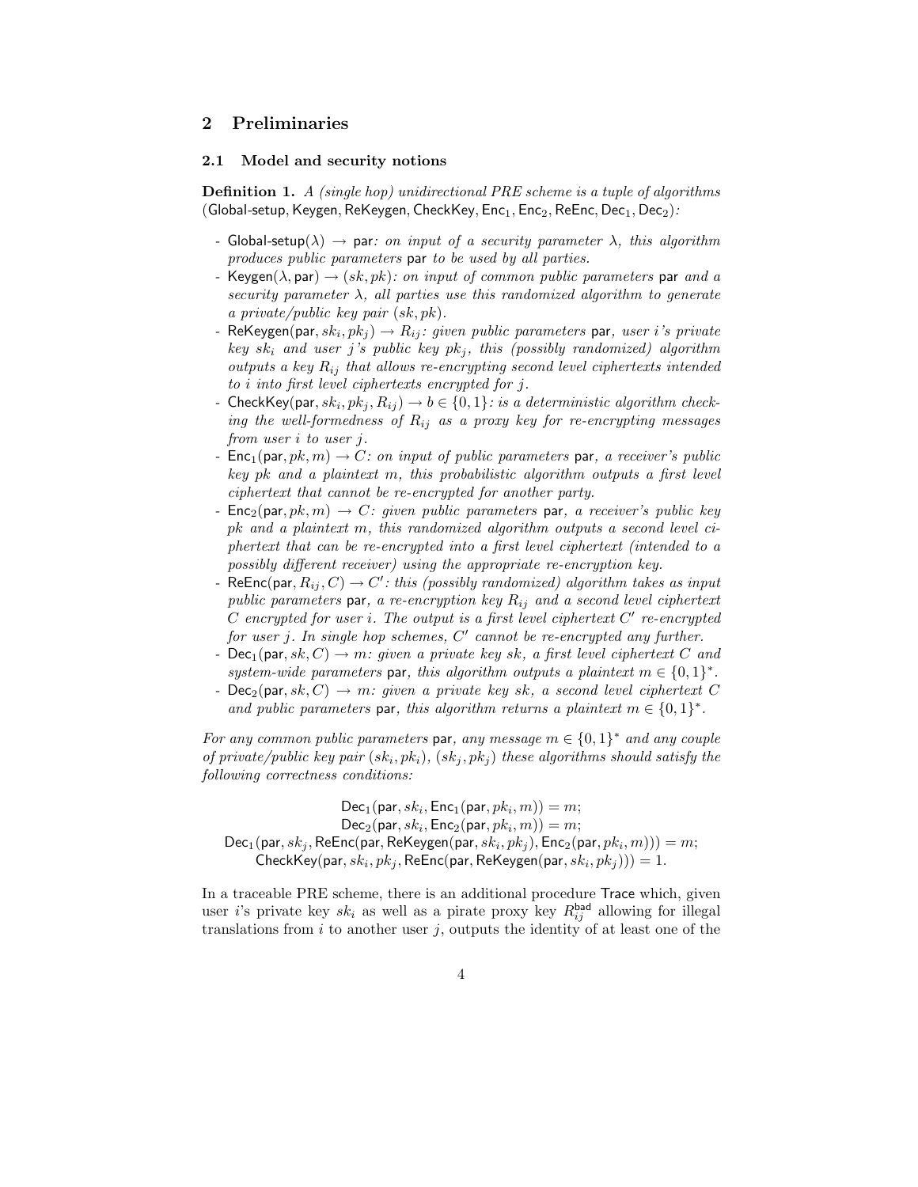## 2 Preliminaries

### 2.1 Model and security notions

**Definition 1.** *A (single hop) unidirectional PRE scheme is a tuple of algorithms* $(\mathsf{Global\text{-}setup}, \mathsf{Keygen}, \mathsf{ReKeygen}, \mathsf{CheckKey}, \mathsf{Enc}_1, \mathsf{Enc}_2, \mathsf{ReEnc}, \mathsf{Dec}_1, \mathsf{Dec}_2)$*:*

- $\mathsf{Global\text{-}setup}(\lambda) \rightarrow \mathsf{par}$*: on input of a security parameter* $\lambda$*, this algorithm produces public parameters* $\mathsf{par}$ *to be used by all parties.*
- $\mathsf{Keygen}(\lambda, \mathsf{par}) \rightarrow (sk, pk)$*: on input of common public parameters* $\mathsf{par}$ *and a security parameter* $\lambda$*, all parties use this randomized algorithm to generate a private/public key pair* $(sk, pk)$*.*
- $\mathsf{ReKeygen}(\mathsf{par}, sk_i, pk_j) \rightarrow R_{ij}$*: given public parameters* $\mathsf{par}$*, user* $i$*'s private key* $sk_i$ *and user* $j$*'s public key* $pk_j$*, this (possibly randomized) algorithm outputs a key* $R_{ij}$ *that allows re-encrypting second level ciphertexts intended to* $i$ *into first level ciphertexts encrypted for* $j$*.*
- $\mathsf{CheckKey}(\mathsf{par}, sk_i, pk_j, R_{ij}) \rightarrow b \in \{0,1\}$*: is a deterministic algorithm checking the well-formedness of* $R_{ij}$ *as a proxy key for re-encrypting messages from user* $i$ *to user* $j$*.*
- $\mathsf{Enc}_1(\mathsf{par}, pk, m) \rightarrow C$*: on input of public parameters* $\mathsf{par}$*, a receiver's public key* $pk$ *and a plaintext* $m$*, this probabilistic algorithm outputs a first level ciphertext that cannot be re-encrypted for another party.*
- $\mathsf{Enc}_2(\mathsf{par}, pk, m) \rightarrow C$*: given public parameters* $\mathsf{par}$*, a receiver's public key* $pk$ *and a plaintext* $m$*, this randomized algorithm outputs a second level ciphertext that can be re-encrypted into a first level ciphertext (intended to a possibly different receiver) using the appropriate re-encryption key.*
- $\mathsf{ReEnc}(\mathsf{par}, R_{ij}, C) \rightarrow C'$*: this (possibly randomized) algorithm takes as input public parameters* $\mathsf{par}$*, a re-encryption key* $R_{ij}$ *and a second level ciphertext* $C$ *encrypted for user* $i$*. The output is a first level ciphertext* $C'$ *re-encrypted for user* $j$*. In single hop schemes,* $C'$ *cannot be re-encrypted any further.*
- $\mathsf{Dec}_1(\mathsf{par}, sk, C) \rightarrow m$*: given a private key* $sk$*, a first level ciphertext* $C$ *and system-wide parameters* $\mathsf{par}$*, this algorithm outputs a plaintext* $m \in \{0,1\}^*$*.*
- $\mathsf{Dec}_2(\mathsf{par}, sk, C) \rightarrow m$*: given a private key* $sk$*, a second level ciphertext* $C$ *and public parameters* $\mathsf{par}$*, this algorithm returns a plaintext* $m \in \{0,1\}^*$*.*

*For any common public parameters* $\mathsf{par}$*, any message* $m \in \{0,1\}^*$ *and any couple of private/public key pair* $(sk_i, pk_i)$*,* $(sk_j, pk_j)$ *these algorithms should satisfy the following correctness conditions:*

$$\mathsf{Dec}_1(\mathsf{par}, sk_i, \mathsf{Enc}_1(\mathsf{par}, pk_i, m)) = m;$$
$$\mathsf{Dec}_2(\mathsf{par}, sk_i, \mathsf{Enc}_2(\mathsf{par}, pk_i, m)) = m;$$
$$\mathsf{Dec}_1(\mathsf{par}, sk_j, \mathsf{ReEnc}(\mathsf{par}, \mathsf{ReKeygen}(\mathsf{par}, sk_i, pk_j), \mathsf{Enc}_2(\mathsf{par}, pk_i, m))) = m;$$
$$\mathsf{CheckKey}(\mathsf{par}, sk_i, pk_j, \mathsf{ReEnc}(\mathsf{par}, \mathsf{ReKeygen}(\mathsf{par}, sk_i, pk_j))) = 1.$$

In a traceable PRE scheme, there is an additional procedure $\mathsf{Trace}$ which, given user $i$'s private key $sk_i$ as well as a pirate proxy key $R_{ij}^{\mathsf{bad}}$ allowing for illegal translations from $i$ to another user $j$, outputs the identity of at least one of the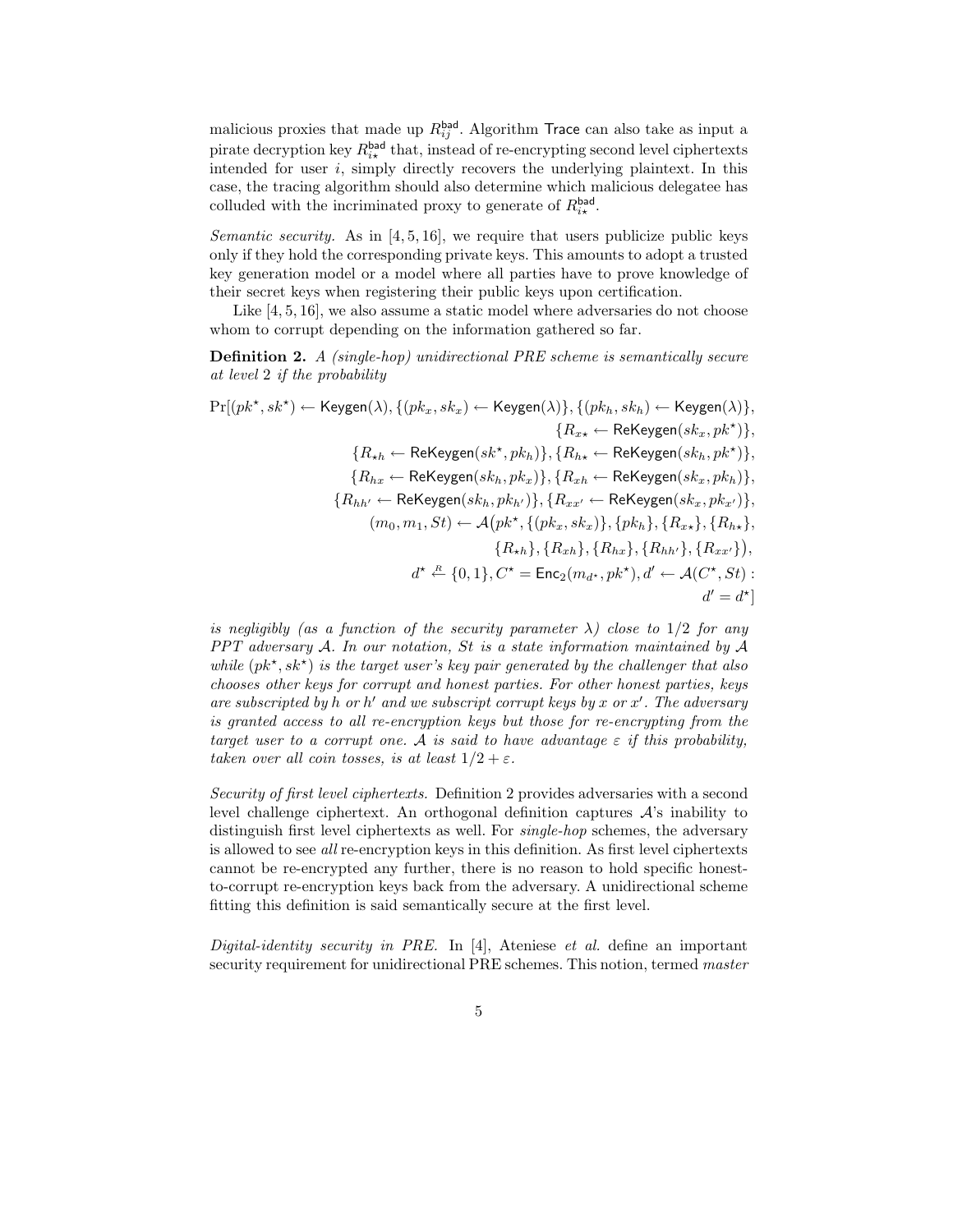malicious proxies that made up $R_{ij}^{\mathsf{bad}}$. Algorithm $\mathsf{Trace}$ can also take as input a pirate decryption key $R_{i\star}^{\mathsf{bad}}$ that, instead of re-encrypting second level ciphertexts intended for user $i$, simply directly recovers the underlying plaintext. In this case, the tracing algorithm should also determine which malicious delegatee has colluded with the incriminated proxy to generate of $R_{i\star}^{\mathsf{bad}}$.

*Semantic security.* As in [4, 5, 16], we require that users publicize public keys only if they hold the corresponding private keys. This amounts to adopt a trusted key generation model or a model where all parties have to prove knowledge of their secret keys when registering their public keys upon certification.

Like [4, 5, 16], we also assume a static model where adversaries do not choose whom to corrupt depending on the information gathered so far.

**Definition 2.** *A (single-hop) unidirectional PRE scheme is semantically secure at level 2 if the probability*

$$
\begin{aligned}
\Pr[(pk^\star, sk^\star) \leftarrow \mathsf{Keygen}(\lambda), \{(pk_x, sk_x) \leftarrow \mathsf{Keygen}(\lambda)\}, \{(pk_h, sk_h) \leftarrow \mathsf{Keygen}(\lambda)\},& \\
\{R_{x\star} \leftarrow \mathsf{ReKeygen}(sk_x, pk^\star)\},& \\
\{R_{\star h} \leftarrow \mathsf{ReKeygen}(sk^\star, pk_h)\}, \{R_{h\star} \leftarrow \mathsf{ReKeygen}(sk_h, pk^\star)\},& \\
\{R_{hx} \leftarrow \mathsf{ReKeygen}(sk_h, pk_x)\}, \{R_{xh} \leftarrow \mathsf{ReKeygen}(sk_x, pk_h)\},& \\
\{R_{hh'} \leftarrow \mathsf{ReKeygen}(sk_h, pk_{h'})\}, \{R_{xx'} \leftarrow \mathsf{ReKeygen}(sk_x, pk_{x'})\},& \\
(m_0, m_1, St) \leftarrow \mathcal{A}\big(pk^\star, \{(pk_x, sk_x)\}, \{pk_h\}, \{R_{x\star}\}, \{R_{h\star}\},& \\
\{R_{\star h}\}, \{R_{xh}\}, \{R_{hx}\}, \{R_{hh'}\}, \{R_{xx'}\}\big),& \\
d^\star \xleftarrow{R} \{0,1\}, C^\star = \mathsf{Enc}_2(m_{d^\star}, pk^\star), d' \leftarrow \mathcal{A}(C^\star, St) :& \\
d' = d^\star]&
\end{aligned}
$$

*is negligibly (as a function of the security parameter $\lambda$) close to $1/2$ for any PPT adversary $\mathcal{A}$. In our notation, $St$ is a state information maintained by $\mathcal{A}$ while $(pk^\star, sk^\star)$ is the target user's key pair generated by the challenger that also chooses other keys for corrupt and honest parties. For other honest parties, keys are subscripted by $h$ or $h'$ and we subscript corrupt keys by $x$ or $x'$. The adversary is granted access to all re-encryption keys but those for re-encrypting from the target user to a corrupt one. $\mathcal{A}$ is said to have advantage $\varepsilon$ if this probability, taken over all coin tosses, is at least $1/2 + \varepsilon$.*

*Security of first level ciphertexts.* Definition 2 provides adversaries with a second level challenge ciphertext. An orthogonal definition captures $\mathcal{A}$'s inability to distinguish first level ciphertexts as well. For *single-hop* schemes, the adversary is allowed to see *all* re-encryption keys in this definition. As first level ciphertexts cannot be re-encrypted any further, there is no reason to hold specific honest-to-corrupt re-encryption keys back from the adversary. A unidirectional scheme fitting this definition is said semantically secure at the first level.

*Digital-identity security in PRE.* In [4], Ateniese *et al.* define an important security requirement for unidirectional PRE schemes. This notion, termed *master*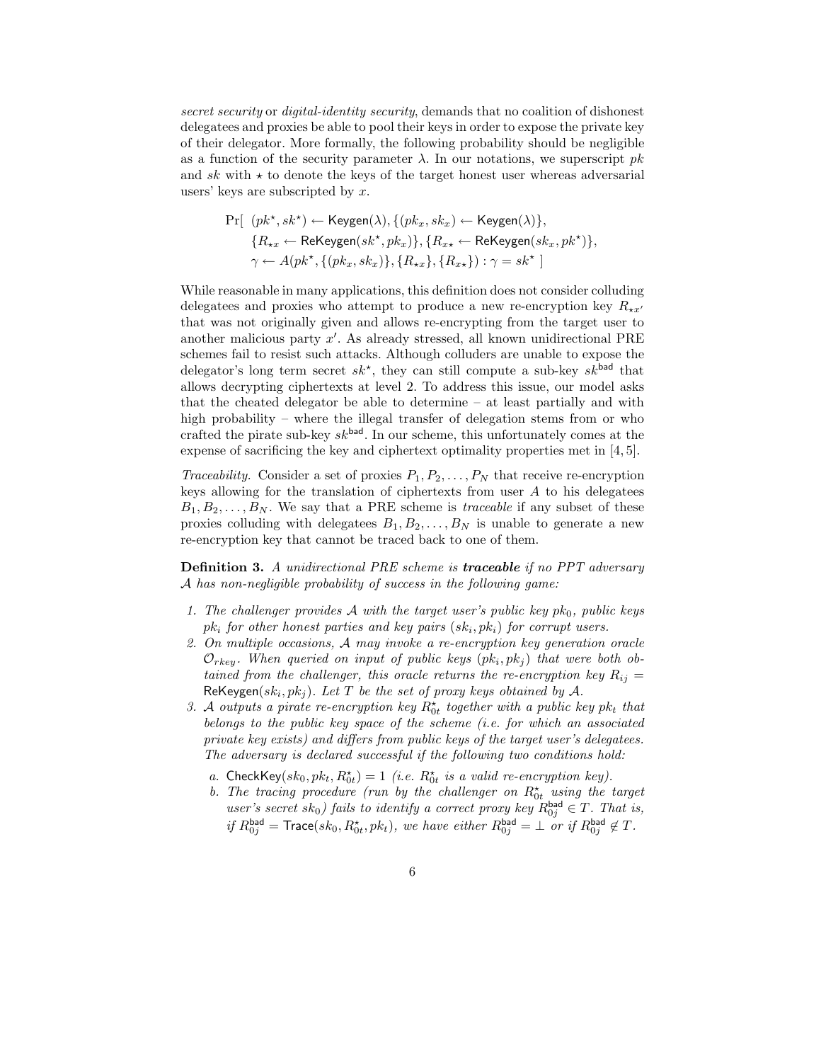*secret security* or *digital-identity security*, demands that no coalition of dishonest delegatees and proxies be able to pool their keys in order to expose the private key of their delegator. More formally, the following probability should be negligible as a function of the security parameter $\lambda$. In our notations, we superscript $pk$ and $sk$ with $\star$ to denote the keys of the target honest user whereas adversarial users' keys are subscripted by $x$.

$$
\begin{aligned}
\Pr[\ & (pk^\star, sk^\star) \leftarrow \mathsf{Keygen}(\lambda), \{(pk_x, sk_x) \leftarrow \mathsf{Keygen}(\lambda)\}, \\
& \{R_{\star x} \leftarrow \mathsf{ReKeygen}(sk^\star, pk_x)\}, \{R_{x\star} \leftarrow \mathsf{ReKeygen}(sk_x, pk^\star)\}, \\
& \gamma \leftarrow A(pk^\star, \{(pk_x, sk_x)\}, \{R_{\star x}\}, \{R_{x\star}\}) : \gamma = sk^\star\ ]
\end{aligned}
$$

While reasonable in many applications, this definition does not consider colluding delegatees and proxies who attempt to produce a new re-encryption key $R_{\star x'}$ that was not originally given and allows re-encrypting from the target user to another malicious party $x'$. As already stressed, all known unidirectional PRE schemes fail to resist such attacks. Although colluders are unable to expose the delegator's long term secret $sk^\star$, they can still compute a sub-key $sk^{\mathsf{bad}}$ that allows decrypting ciphertexts at level 2. To address this issue, our model asks that the cheated delegator be able to determine – at least partially and with high probability – where the illegal transfer of delegation stems from or who crafted the pirate sub-key $sk^{\mathsf{bad}}$. In our scheme, this unfortunately comes at the expense of sacrificing the key and ciphertext optimality properties met in [4, 5].

*Traceability.* Consider a set of proxies $P_1, P_2, \ldots, P_N$ that receive re-encryption keys allowing for the translation of ciphertexts from user $A$ to his delegatees $B_1, B_2, \ldots, B_N$. We say that a PRE scheme is *traceable* if any subset of these proxies colluding with delegatees $B_1, B_2, \ldots, B_N$ is unable to generate a new re-encryption key that cannot be traced back to one of them.

**Definition 3.** *A unidirectional PRE scheme is* ***traceable*** *if no PPT adversary $\mathcal{A}$ has non-negligible probability of success in the following game:*

1. *The challenger provides $\mathcal{A}$ with the target user's public key $pk_0$, public keys $pk_i$ for other honest parties and key pairs $(sk_i, pk_i)$ for corrupt users.*
2. *On multiple occasions, $\mathcal{A}$ may invoke a re-encryption key generation oracle $\mathcal{O}_{rkey}$. When queried on input of public keys $(pk_i, pk_j)$ that were both obtained from the challenger, this oracle returns the re-encryption key $R_{ij} = \mathsf{ReKeygen}(sk_i, pk_j)$. Let $T$ be the set of proxy keys obtained by $\mathcal{A}$.*
3. *$\mathcal{A}$ outputs a pirate re-encryption key $R^\star_{0t}$ together with a public key $pk_t$ that belongs to the public key space of the scheme (i.e. for which an associated private key exists) and differs from public keys of the target user's delegatees. The adversary is declared successful if the following two conditions hold:*
   a. *$\mathsf{CheckKey}(sk_0, pk_t, R^\star_{0t}) = 1$ (i.e. $R^\star_{0t}$ is a valid re-encryption key).*
   b. *The tracing procedure (run by the challenger on $R^\star_{0t}$ using the target user's secret $sk_0$) fails to identify a correct proxy key $R^{\mathsf{bad}}_{0j} \in T$. That is, if $R^{\mathsf{bad}}_{0j} = \mathsf{Trace}(sk_0, R^\star_{0t}, pk_t)$, we have either $R^{\mathsf{bad}}_{0j} = \perp$ or if $R^{\mathsf{bad}}_{0j} \notin T$.*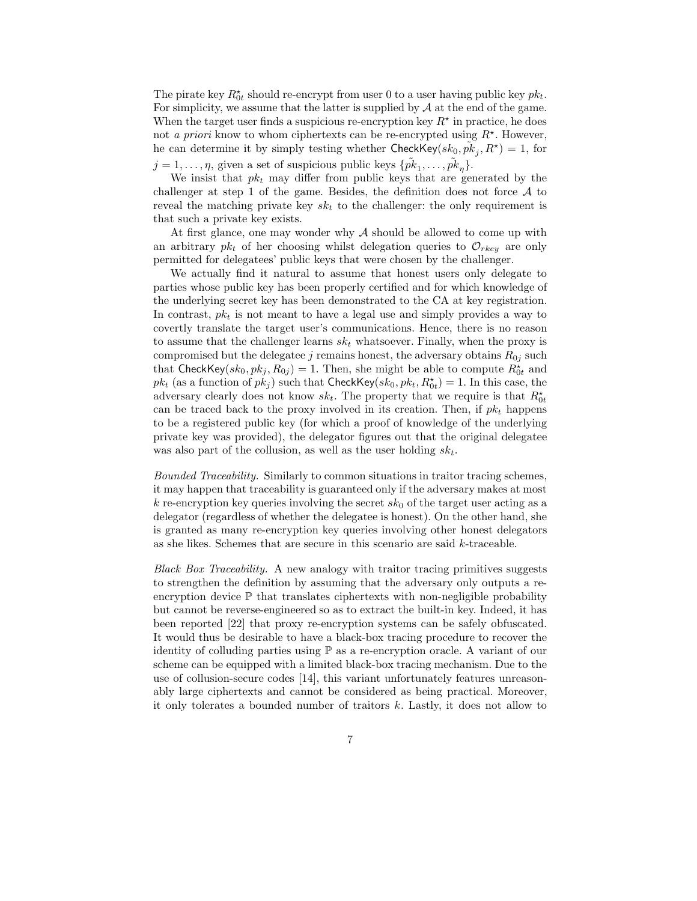The pirate key $R^\star_{0t}$ should re-encrypt from user 0 to a user having public key $pk_t$. For simplicity, we assume that the latter is supplied by $\mathcal{A}$ at the end of the game. When the target user finds a suspicious re-encryption key $R^\star$ in practice, he does not *a priori* know to whom ciphertexts can be re-encrypted using $R^\star$. However, he can determine it by simply testing whether $\mathsf{CheckKey}(sk_0, \tilde{pk}_j, R^\star) = 1$, for $j = 1, \ldots, \eta$, given a set of suspicious public keys $\{\tilde{pk}_1, \ldots, \tilde{pk}_\eta\}$.

We insist that $pk_t$ may differ from public keys that are generated by the challenger at step 1 of the game. Besides, the definition does not force $\mathcal{A}$ to reveal the matching private key $sk_t$ to the challenger: the only requirement is that such a private key exists.

At first glance, one may wonder why $\mathcal{A}$ should be allowed to come up with an arbitrary $pk_t$ of her choosing whilst delegation queries to $\mathcal{O}_{rkey}$ are only permitted for delegatees' public keys that were chosen by the challenger.

We actually find it natural to assume that honest users only delegate to parties whose public key has been properly certified and for which knowledge of the underlying secret key has been demonstrated to the CA at key registration. In contrast, $pk_t$ is not meant to have a legal use and simply provides a way to covertly translate the target user's communications. Hence, there is no reason to assume that the challenger learns $sk_t$ whatsoever. Finally, when the proxy is compromised but the delegatee $j$ remains honest, the adversary obtains $R_{0j}$ such that $\mathsf{CheckKey}(sk_0, pk_j, R_{0j}) = 1$. Then, she might be able to compute $R^\star_{0t}$ and $pk_t$ (as a function of $pk_j$) such that $\mathsf{CheckKey}(sk_0, pk_t, R^\star_{0t}) = 1$. In this case, the adversary clearly does not know $sk_t$. The property that we require is that $R^\star_{0t}$ can be traced back to the proxy involved in its creation. Then, if $pk_t$ happens to be a registered public key (for which a proof of knowledge of the underlying private key was provided), the delegator figures out that the original delegatee was also part of the collusion, as well as the user holding $sk_t$.

*Bounded Traceability.* Similarly to common situations in traitor tracing schemes, it may happen that traceability is guaranteed only if the adversary makes at most $k$ re-encryption key queries involving the secret $sk_0$ of the target user acting as a delegator (regardless of whether the delegatee is honest). On the other hand, she is granted as many re-encryption key queries involving other honest delegators as she likes. Schemes that are secure in this scenario are said $k$-traceable.

*Black Box Traceability.* A new analogy with traitor tracing primitives suggests to strengthen the definition by assuming that the adversary only outputs a re-encryption device $\mathbb{P}$ that translates ciphertexts with non-negligible probability but cannot be reverse-engineered so as to extract the built-in key. Indeed, it has been reported [22] that proxy re-encryption systems can be safely obfuscated. It would thus be desirable to have a black-box tracing procedure to recover the identity of colluding parties using $\mathbb{P}$ as a re-encryption oracle. A variant of our scheme can be equipped with a limited black-box tracing mechanism. Due to the use of collusion-secure codes [14], this variant unfortunately features unreasonably large ciphertexts and cannot be considered as being practical. Moreover, it only tolerates a bounded number of traitors $k$. Lastly, it does not allow to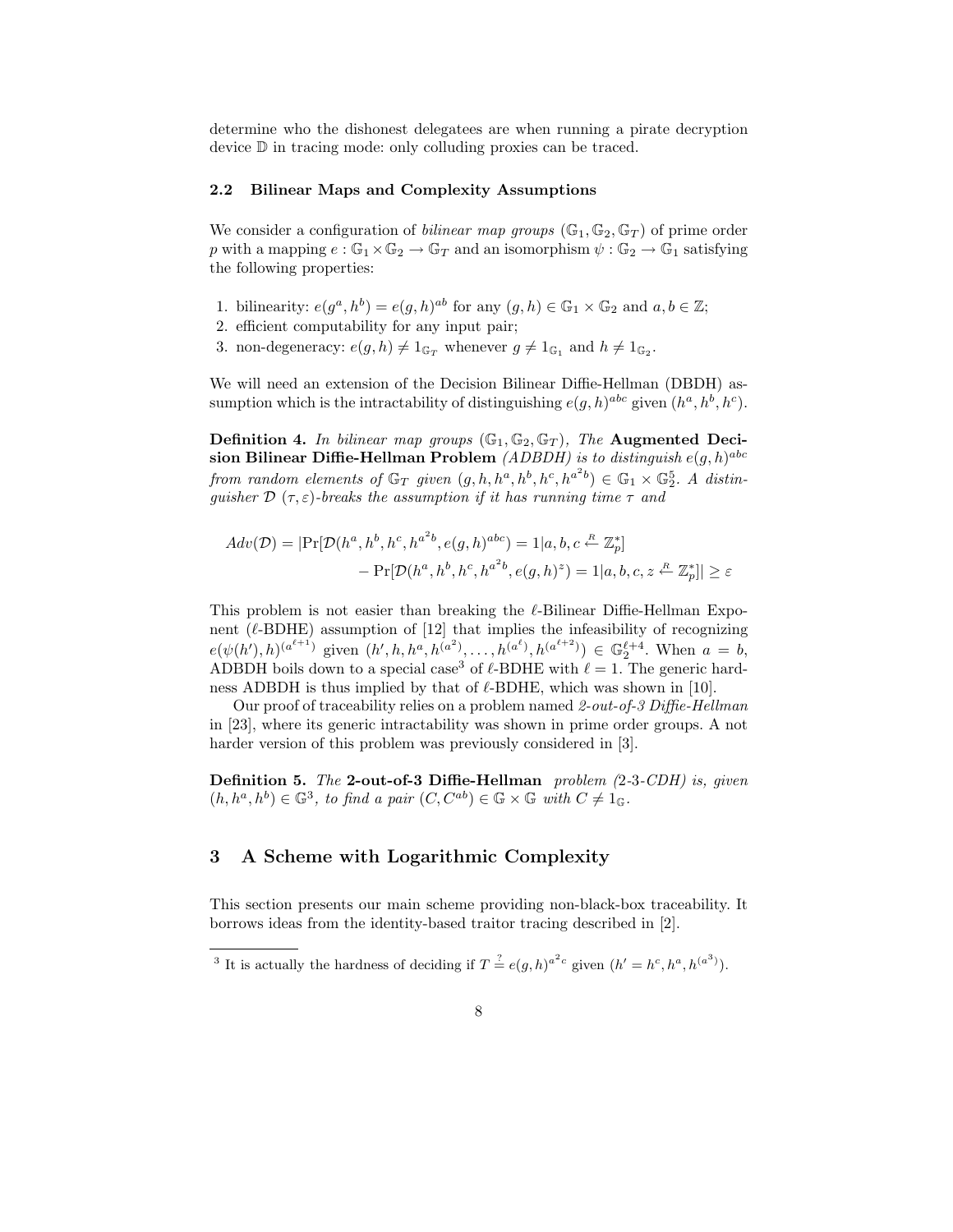determine who the dishonest delegatees are when running a pirate decryption device $\mathbb{D}$ in tracing mode: only colluding proxies can be traced.

### 2.2 Bilinear Maps and Complexity Assumptions

We consider a configuration of *bilinear map groups* $(\mathbb{G}_1, \mathbb{G}_2, \mathbb{G}_T)$ of prime order $p$ with a mapping $e : \mathbb{G}_1 \times \mathbb{G}_2 \rightarrow \mathbb{G}_T$ and an isomorphism $\psi : \mathbb{G}_2 \rightarrow \mathbb{G}_1$ satisfying the following properties:

1. bilinearity: $e(g^a, h^b) = e(g, h)^{ab}$ for any $(g, h) \in \mathbb{G}_1 \times \mathbb{G}_2$ and $a, b \in \mathbb{Z}$;
2. efficient computability for any input pair;
3. non-degeneracy: $e(g, h) \neq 1_{\mathbb{G}_T}$ whenever $g \neq 1_{\mathbb{G}_1}$ and $h \neq 1_{\mathbb{G}_2}$.

We will need an extension of the Decision Bilinear Diffie-Hellman (DBDH) assumption which is the intractability of distinguishing $e(g, h)^{abc}$ given $(h^a, h^b, h^c)$.

**Definition 4.** *In bilinear map groups $(\mathbb{G}_1, \mathbb{G}_2, \mathbb{G}_T)$, The* **Augmented Decision Bilinear Diffie-Hellman Problem** *(ADBDH) is to distinguish $e(g, h)^{abc}$ from random elements of $\mathbb{G}_T$ given $(g, h, h^a, h^b, h^c, h^{a^2 b}) \in \mathbb{G}_1 \times \mathbb{G}_2^5$. A distinguisher $\mathcal{D}$ $(\tau, \varepsilon)$-breaks the assumption if it has running time $\tau$ and*

$$Adv(\mathcal{D}) = |\Pr[\mathcal{D}(h^a, h^b, h^c, h^{a^2 b}, e(g, h)^{abc}) = 1 | a, b, c \xleftarrow{R} \mathbb{Z}_p^*] \\ - \Pr[\mathcal{D}(h^a, h^b, h^c, h^{a^2 b}, e(g, h)^z) = 1 | a, b, c, z \xleftarrow{R} \mathbb{Z}_p^*]| \geq \varepsilon$$

This problem is not easier than breaking the $\ell$-Bilinear Diffie-Hellman Exponent ($\ell$-BDHE) assumption of [12] that implies the infeasibility of recognizing $e(\psi(h'), h)^{(a^{\ell+1})}$ given $(h', h, h^a, h^{(a^2)}, \ldots, h^{(a^\ell)}, h^{(a^{\ell+2})}) \in \mathbb{G}_2^{\ell+4}$. When $a = b$, ADBDH boils down to a special case[3] of $\ell$-BDHE with $\ell = 1$. The generic hardness ADBDH is thus implied by that of $\ell$-BDHE, which was shown in [10].

Our proof of traceability relies on a problem named *2-out-of-3 Diffie-Hellman* in [23], where its generic intractability was shown in prime order groups. A not harder version of this problem was previously considered in [3].

**Definition 5.** *The* **2-out-of-3 Diffie-Hellman** *problem (2-3-CDH) is, given $(h, h^a, h^b) \in \mathbb{G}^3$, to find a pair $(C, C^{ab}) \in \mathbb{G} \times \mathbb{G}$ with $C \neq 1_{\mathbb{G}}$.*

## 3 A Scheme with Logarithmic Complexity

This section presents our main scheme providing non-black-box traceability. It borrows ideas from the identity-based traitor tracing described in [2].

---

[3] It is actually the hardness of deciding if $T \stackrel{?}{=} e(g, h)^{a^2 c}$ given $(h' = h^c, h^a, h^{(a^3)})$.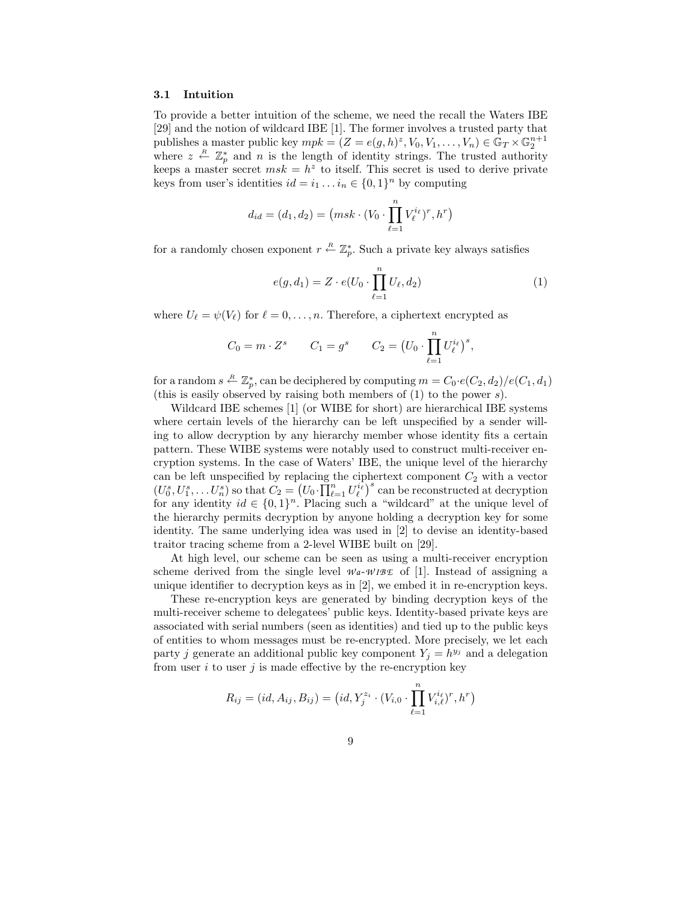### 3.1 Intuition

To provide a better intuition of the scheme, we need the recall the Waters IBE [29] and the notion of wildcard IBE [1]. The former involves a trusted party that publishes a master public key $mpk = (Z = e(g,h)^z, V_0, V_1, \ldots, V_n) \in \mathbb{G}_T \times \mathbb{G}_2^{n+1}$ where $z \stackrel{R}{\leftarrow} \mathbb{Z}_p^*$ and $n$ is the length of identity strings. The trusted authority keeps a master secret $msk = h^z$ to itself. This secret is used to derive private keys from user's identities $id = i_1 \ldots i_n \in \{0,1\}^n$ by computing

$$d_{id} = (d_1, d_2) = \big(msk \cdot (V_0 \cdot \prod_{\ell=1}^{n} V_\ell^{i_\ell})^r, h^r\big)$$

for a randomly chosen exponent $r \stackrel{R}{\leftarrow} \mathbb{Z}_p^*$. Such a private key always satisfies

$$e(g, d_1) = Z \cdot e(U_0 \cdot \prod_{\ell=1}^{n} U_\ell, d_2) \tag{1}$$

where $U_\ell = \psi(V_\ell)$ for $\ell = 0, \ldots, n$. Therefore, a ciphertext encrypted as

$$C_0 = m \cdot Z^s \qquad C_1 = g^s \qquad C_2 = \big(U_0 \cdot \prod_{\ell=1}^{n} U_\ell^{i_\ell}\big)^s,$$

for a random $s \stackrel{R}{\leftarrow} \mathbb{Z}_p^*$, can be deciphered by computing $m = C_0 \cdot e(C_2, d_2)/e(C_1, d_1)$ (this is easily observed by raising both members of (1) to the power $s$).

Wildcard IBE schemes [1] (or WIBE for short) are hierarchical IBE systems where certain levels of the hierarchy can be left unspecified by a sender willing to allow decryption by any hierarchy member whose identity fits a certain pattern. These WIBE systems were notably used to construct multi-receiver encryption systems. In the case of Waters' IBE, the unique level of the hierarchy can be left unspecified by replacing the ciphertext component $C_2$ with a vector $(U_0^s, U_1^s, \ldots U_n^s)$ so that $C_2 = \big(U_0 \cdot \prod_{\ell=1}^{n} U_\ell^{i_\ell}\big)^s$ can be reconstructed at decryption for any identity $id \in \{0,1\}^n$. Placing such a "wildcard" at the unique level of the hierarchy permits decryption by anyone holding a decryption key for some identity. The same underlying idea was used in [2] to devise an identity-based traitor tracing scheme from a 2-level WIBE built on [29].

At high level, our scheme can be seen as using a multi-receiver encryption scheme derived from the single level $\mathcal{W}a$-$\mathcal{WIBE}$ of [1]. Instead of assigning a unique identifier to decryption keys as in [2], we embed it in re-encryption keys.

These re-encryption keys are generated by binding decryption keys of the multi-receiver scheme to delegatees' public keys. Identity-based private keys are associated with serial numbers (seen as identities) and tied up to the public keys of entities to whom messages must be re-encrypted. More precisely, we let each party $j$ generate an additional public key component $Y_j = h^{y_j}$ and a delegation from user $i$ to user $j$ is made effective by the re-encryption key

$$R_{ij} = (id, A_{ij}, B_{ij}) = \big(id, Y_j^{z_i} \cdot (V_{i,0} \cdot \prod_{\ell=1}^{n} V_{i,\ell}^{i_\ell})^r, h^r\big)$$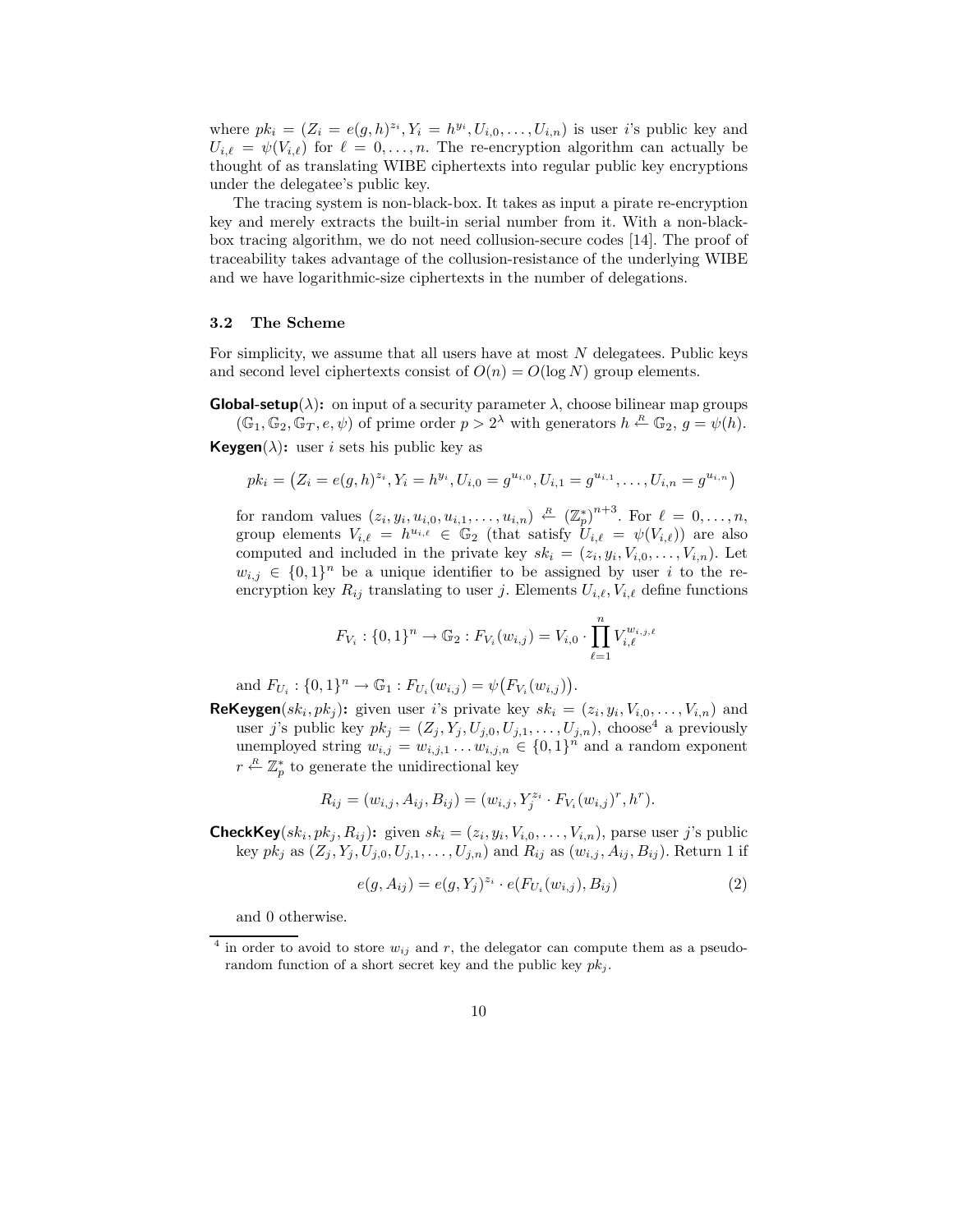where $pk_i = (Z_i = e(g,h)^{z_i}, Y_i = h^{y_i}, U_{i,0}, \ldots, U_{i,n})$ is user $i$'s public key and $U_{i,\ell} = \psi(V_{i,\ell})$ for $\ell = 0, \ldots, n$. The re-encryption algorithm can actually be thought of as translating WIBE ciphertexts into regular public key encryptions under the delegatee's public key.

The tracing system is non-black-box. It takes as input a pirate re-encryption key and merely extracts the built-in serial number from it. With a non-black-box tracing algorithm, we do not need collusion-secure codes [14]. The proof of traceability takes advantage of the collusion-resistance of the underlying WIBE and we have logarithmic-size ciphertexts in the number of delegations.

### 3.2 The Scheme

For simplicity, we assume that all users have at most $N$ delegatees. Public keys and second level ciphertexts consist of $O(n) = O(\log N)$ group elements.

**Global-setup**$(\lambda)$**:** on input of a security parameter $\lambda$, choose bilinear map groups $(\mathbb{G}_1, \mathbb{G}_2, \mathbb{G}_T, e, \psi)$ of prime order $p > 2^\lambda$ with generators $h \xleftarrow{R} \mathbb{G}_2$, $g = \psi(h)$.

**Keygen**$(\lambda)$**:** user $i$ sets his public key as

$$pk_i = \big(Z_i = e(g,h)^{z_i}, Y_i = h^{y_i}, U_{i,0} = g^{u_{i,0}}, U_{i,1} = g^{u_{i,1}}, \ldots, U_{i,n} = g^{u_{i,n}}\big)$$

for random values $(z_i, y_i, u_{i,0}, u_{i,1}, \ldots, u_{i,n}) \xleftarrow{R} (\mathbb{Z}_p^*)^{n+3}$. For $\ell = 0, \ldots, n$, group elements $V_{i,\ell} = h^{u_{i,\ell}} \in \mathbb{G}_2$ (that satisfy $U_{i,\ell} = \psi(V_{i,\ell})$) are also computed and included in the private key $sk_i = (z_i, y_i, V_{i,0}, \ldots, V_{i,n})$. Let $w_{i,j} \in \{0,1\}^n$ be a unique identifier to be assigned by user $i$ to the re-encryption key $R_{ij}$ translating to user $j$. Elements $U_{i,\ell}, V_{i,\ell}$ define functions

$$F_{V_i} : \{0,1\}^n \rightarrow \mathbb{G}_2 : F_{V_i}(w_{i,j}) = V_{i,0} \cdot \prod_{\ell=1}^{n} V_{i,\ell}^{w_{i,j,\ell}}$$

and $F_{U_i} : \{0,1\}^n \rightarrow \mathbb{G}_1 : F_{U_i}(w_{i,j}) = \psi\big(F_{V_i}(w_{i,j})\big)$.

**ReKeygen**$(sk_i, pk_j)$**:** given user $i$'s private key $sk_i = (z_i, y_i, V_{i,0}, \ldots, V_{i,n})$ and user $j$'s public key $pk_j = (Z_j, Y_j, U_{j,0}, U_{j,1}, \ldots, U_{j,n})$, choose[4] a previously unemployed string $w_{i,j} = w_{i,j,1} \ldots w_{i,j,n} \in \{0,1\}^n$ and a random exponent $r \xleftarrow{R} \mathbb{Z}_p^*$ to generate the unidirectional key

$$R_{ij} = (w_{i,j}, A_{ij}, B_{ij}) = (w_{i,j}, Y_j^{z_i} \cdot F_{V_i}(w_{i,j})^r, h^r).$$

**CheckKey**$(sk_i, pk_j, R_{ij})$**:** given $sk_i = (z_i, y_i, V_{i,0}, \ldots, V_{i,n})$, parse user $j$'s public key $pk_j$ as $(Z_j, Y_j, U_{j,0}, U_{j,1}, \ldots, U_{j,n})$ and $R_{ij}$ as $(w_{i,j}, A_{ij}, B_{ij})$. Return 1 if

$$e(g, A_{ij}) = e(g, Y_j)^{z_i} \cdot e(F_{U_i}(w_{i,j}), B_{ij}) \tag{2}$$

and 0 otherwise.

[4] in order to avoid to store $w_{ij}$ and $r$, the delegator can compute them as a pseudo-random function of a short secret key and the public key $pk_j$.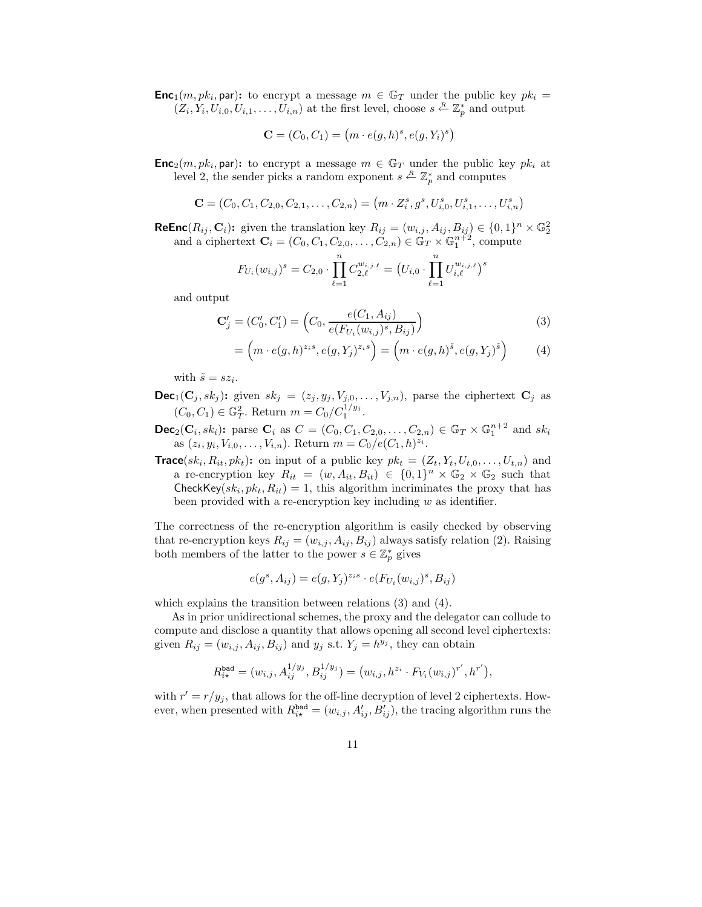**$\mathsf{Enc}_1(m, pk_i, \mathsf{par})$:** to encrypt a message $m \in \mathbb{G}_T$ under the public key $pk_i = (Z_i, Y_i, U_{i,0}, U_{i,1}, \ldots, U_{i,n})$ at the first level, choose $s \xleftarrow{R} \mathbb{Z}_p^*$ and output

$$\mathbf{C} = (C_0, C_1) = \big(m \cdot e(g,h)^s, e(g, Y_i)^s\big)$$

**$\mathsf{Enc}_2(m, pk_i, \mathsf{par})$:** to encrypt a message $m \in \mathbb{G}_T$ under the public key $pk_i$ at level 2, the sender picks a random exponent $s \xleftarrow{R} \mathbb{Z}_p^*$ and computes

$$\mathbf{C} = (C_0, C_1, C_{2,0}, C_{2,1}, \ldots, C_{2,n}) = \big(m \cdot Z_i^s, g^s, U_{i,0}^s, U_{i,1}^s, \ldots, U_{i,n}^s\big)$$

**$\mathsf{ReEnc}(R_{ij}, \mathbf{C}_i)$:** given the translation key $R_{ij} = (w_{i,j}, A_{ij}, B_{ij}) \in \{0,1\}^n \times \mathbb{G}_2^2$ and a ciphertext $\mathbf{C}_i = (C_0, C_1, C_{2,0}, \ldots, C_{2,n}) \in \mathbb{G}_T \times \mathbb{G}_1^{n+2}$, compute

$$F_{U_i}(w_{i,j})^s = C_{2,0} \cdot \prod_{\ell=1}^{n} C_{2,\ell}^{w_{i,j,\ell}} = \big(U_{i,0} \cdot \prod_{\ell=1}^{n} U_{i,\ell}^{w_{i,j,\ell}}\big)^s$$

and output

$$\mathbf{C}'_j = (C'_0, C'_1) = \Big(C_0, \frac{e(C_1, A_{ij})}{e(F_{U_i}(w_{i,j})^s, B_{ij})}\Big) \tag{3}$$

$$= \Big(m \cdot e(g,h)^{z_i s}, e(g, Y_j)^{z_i s}\Big) = \Big(m \cdot e(g,h)^{\tilde{s}}, e(g, Y_j)^{\tilde{s}}\Big) \tag{4}$$

with $\tilde{s} = s z_i$.

**$\mathsf{Dec}_1(\mathbf{C}_j, sk_j)$:** given $sk_j = (z_j, y_j, V_{j,0}, \ldots, V_{j,n})$, parse the ciphertext $\mathbf{C}_j$ as $(C_0, C_1) \in \mathbb{G}_T^2$. Return $m = C_0 / C_1^{1/y_j}$.

**$\mathsf{Dec}_2(\mathbf{C}_i, sk_i)$:** parse $\mathbf{C}_i$ as $C = (C_0, C_1, C_{2,0}, \ldots, C_{2,n}) \in \mathbb{G}_T \times \mathbb{G}_1^{n+2}$ and $sk_i$ as $(z_i, y_i, V_{i,0}, \ldots, V_{i,n})$. Return $m = C_0 / e(C_1, h)^{z_i}$.

**$\mathsf{Trace}(sk_i, R_{it}, pk_t)$:** on input of a public key $pk_t = (Z_t, Y_t, U_{t,0}, \ldots, U_{t,n})$ and a re-encryption key $R_{it} = (w, A_{it}, B_{it}) \in \{0,1\}^n \times \mathbb{G}_2 \times \mathbb{G}_2$ such that $\mathsf{CheckKey}(sk_i, pk_t, R_{it}) = 1$, this algorithm incriminates the proxy that has been provided with a re-encryption key including $w$ as identifier.

The correctness of the re-encryption algorithm is easily checked by observing that re-encryption keys $R_{ij} = (w_{i,j}, A_{ij}, B_{ij})$ always satisfy relation (2). Raising both members of the latter to the power $s \in \mathbb{Z}_p^*$ gives

$$e(g^s, A_{ij}) = e(g, Y_j)^{z_i s} \cdot e(F_{U_i}(w_{i,j})^s, B_{ij})$$

which explains the transition between relations (3) and (4).

As in prior unidirectional schemes, the proxy and the delegator can collude to compute and disclose a quantity that allows opening all second level ciphertexts: given $R_{ij} = (w_{i,j}, A_{ij}, B_{ij})$ and $y_j$ s.t. $Y_j = h^{y_j}$, they can obtain

$$R_{i\star}^{\mathsf{bad}} = (w_{i,j}, A_{ij}^{1/y_j}, B_{ij}^{1/y_j}) = \big(w_{i,j}, h^{z_i} \cdot F_{V_i}(w_{i,j})^{r'}, h^{r'}\big),$$

with $r' = r/y_j$, that allows for the off-line decryption of level 2 ciphertexts. However, when presented with $R_{i\star}^{\mathsf{bad}} = (w_{i,j}, A'_{ij}, B'_{ij})$, the tracing algorithm runs the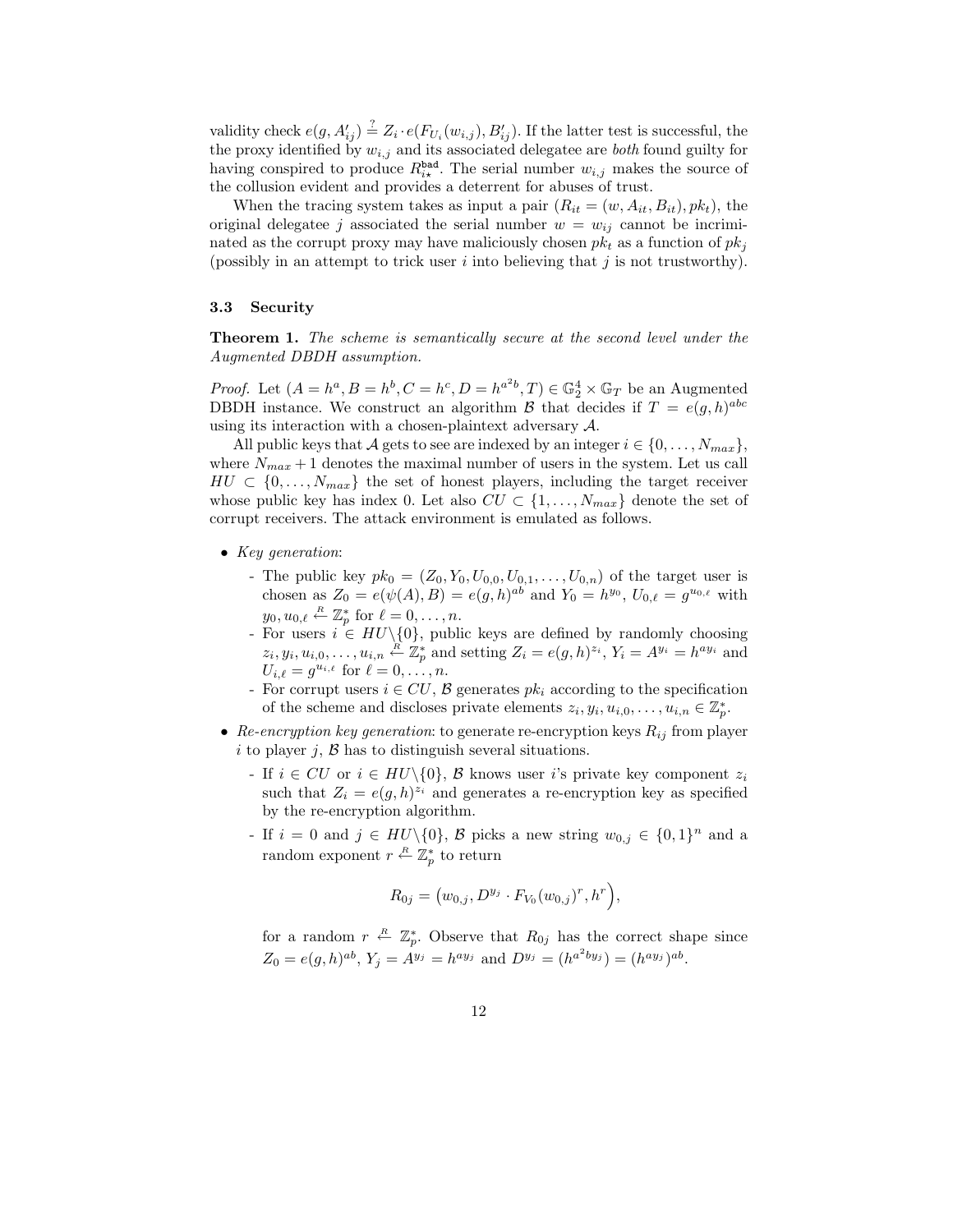validity check $e(g, A'_{ij}) \stackrel{?}{=} Z_i \cdot e(F_{U_i}(w_{i,j}), B'_{ij})$. If the latter test is successful, the the proxy identified by $w_{i,j}$ and its associated delegatee are *both* found guilty for having conspired to produce $R^{\mathtt{bad}}_{i\star}$. The serial number $w_{i,j}$ makes the source of the collusion evident and provides a deterrent for abuses of trust.

When the tracing system takes as input a pair $(R_{it} = (w, A_{it}, B_{it}), pk_t)$, the original delegatee $j$ associated the serial number $w = w_{ij}$ cannot be incriminated as the corrupt proxy may have maliciously chosen $pk_t$ as a function of $pk_j$ (possibly in an attempt to trick user $i$ into believing that $j$ is not trustworthy).

### 3.3 Security

**Theorem 1.** *The scheme is semantically secure at the second level under the Augmented DBDH assumption.*

*Proof.* Let $(A = h^a, B = h^b, C = h^c, D = h^{a^2 b}, T) \in \mathbb{G}_2^4 \times \mathbb{G}_T$ be an Augmented DBDH instance. We construct an algorithm $\mathcal{B}$ that decides if $T = e(g, h)^{abc}$ using its interaction with a chosen-plaintext adversary $\mathcal{A}$.

All public keys that $\mathcal{A}$ gets to see are indexed by an integer $i \in \{0, \ldots, N_{max}\}$, where $N_{max} + 1$ denotes the maximal number of users in the system. Let us call $HU \subset \{0, \ldots, N_{max}\}$ the set of honest players, including the target receiver whose public key has index 0. Let also $CU \subset \{1, \ldots, N_{max}\}$ denote the set of corrupt receivers. The attack environment is emulated as follows.

- *Key generation*:
  - The public key $pk_0 = (Z_0, Y_0, U_{0,0}, U_{0,1}, \ldots, U_{0,n})$ of the target user is chosen as $Z_0 = e(\psi(A), B) = e(g, h)^{ab}$ and $Y_0 = h^{y_0}$, $U_{0,\ell} = g^{u_{0,\ell}}$ with $y_0, u_{0,\ell} \stackrel{R}{\leftarrow} \mathbb{Z}_p^*$ for $\ell = 0, \ldots, n$.
  - For users $i \in HU \backslash \{0\}$, public keys are defined by randomly choosing $z_i, y_i, u_{i,0}, \ldots, u_{i,n} \stackrel{R}{\leftarrow} \mathbb{Z}_p^*$ and setting $Z_i = e(g, h)^{z_i}$, $Y_i = A^{y_i} = h^{a y_i}$ and $U_{i,\ell} = g^{u_{i,\ell}}$ for $\ell = 0, \ldots, n$.
  - For corrupt users $i \in CU$, $\mathcal{B}$ generates $pk_i$ according to the specification of the scheme and discloses private elements $z_i, y_i, u_{i,0}, \ldots, u_{i,n} \in \mathbb{Z}_p^*$.
- *Re-encryption key generation*: to generate re-encryption keys $R_{ij}$ from player $i$ to player $j$, $\mathcal{B}$ has to distinguish several situations.
  - If $i \in CU$ or $i \in HU \backslash \{0\}$, $\mathcal{B}$ knows user $i$'s private key component $z_i$ such that $Z_i = e(g, h)^{z_i}$ and generates a re-encryption key as specified by the re-encryption algorithm.
  - If $i = 0$ and $j \in HU \backslash \{0\}$, $\mathcal{B}$ picks a new string $w_{0,j} \in \{0, 1\}^n$ and a random exponent $r \stackrel{R}{\leftarrow} \mathbb{Z}_p^*$ to return

$$R_{0j} = \big(w_{0,j}, D^{y_j} \cdot F_{V_0}(w_{0,j})^r, h^r\big),$$

  for a random $r \stackrel{R}{\leftarrow} \mathbb{Z}_p^*$. Observe that $R_{0j}$ has the correct shape since $Z_0 = e(g, h)^{ab}$, $Y_j = A^{y_j} = h^{a y_j}$ and $D^{y_j} = (h^{a^2 b y_j}) = (h^{a y_j})^{ab}$.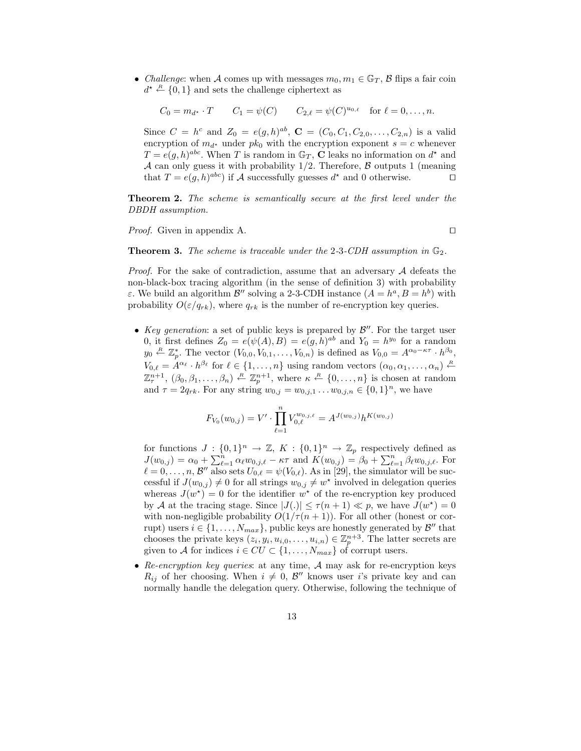- *Challenge*: when $\mathcal{A}$ comes up with messages $m_0, m_1 \in \mathbb{G}_T$, $\mathcal{B}$ flips a fair coin $d^\star \xleftarrow{R} \{0,1\}$ and sets the challenge ciphertext as

$$C_0 = m_{d^\star} \cdot T \qquad C_1 = \psi(C) \qquad C_{2,\ell} = \psi(C)^{u_{0,\ell}} \quad \text{for } \ell = 0, \ldots, n.$$

Since $C = h^c$ and $Z_0 = e(g,h)^{ab}$, $\mathbf{C} = (C_0, C_1, C_{2,0}, \ldots, C_{2,n})$ is a valid encryption of $m_{d^\star}$ under $pk_0$ with the encryption exponent $s = c$ whenever $T = e(g,h)^{abc}$. When $T$ is random in $\mathbb{G}_T$, $\mathbf{C}$ leaks no information on $d^\star$ and $\mathcal{A}$ can only guess it with probability $1/2$. Therefore, $\mathcal{B}$ outputs 1 (meaning that $T = e(g,h)^{abc}$) if $\mathcal{A}$ successfully guesses $d^\star$ and 0 otherwise. $\square$

**Theorem 2.** *The scheme is semantically secure at the first level under the DBDH assumption.*

*Proof.* Given in appendix A. $\square$

**Theorem 3.** *The scheme is traceable under the* 2-3-*CDH assumption in* $\mathbb{G}_2$*.*

*Proof.* For the sake of contradiction, assume that an adversary $\mathcal{A}$ defeats the non-black-box tracing algorithm (in the sense of definition 3) with probability $\varepsilon$. We build an algorithm $\mathcal{B}''$ solving a 2-3-CDH instance $(A = h^a, B = h^b)$ with probability $O(\varepsilon/q_{rk})$, where $q_{rk}$ is the number of re-encryption key queries.

- *Key generation*: a set of public keys is prepared by $\mathcal{B}''$. For the target user 0, it first defines $Z_0 = e(\psi(A), B) = e(g,h)^{ab}$ and $Y_0 = h^{y_0}$ for a random $y_0 \xleftarrow{R} \mathbb{Z}_p^*$. The vector $(V_{0,0}, V_{0,1}, \ldots, V_{0,n})$ is defined as $V_{0,0} = A^{\alpha_0 - \kappa\tau} \cdot h^{\beta_0}$, $V_{0,\ell} = A^{\alpha_\ell} \cdot h^{\beta_\ell}$ for $\ell \in \{1, \ldots, n\}$ using random vectors $(\alpha_0, \alpha_1, \ldots, \alpha_n) \xleftarrow{R} \mathbb{Z}_\tau^{n+1}$, $(\beta_0, \beta_1, \ldots, \beta_n) \xleftarrow{R} \mathbb{Z}_p^{n+1}$, where $\kappa \xleftarrow{R} \{0, \ldots, n\}$ is chosen at random and $\tau = 2q_{rk}$. For any string $w_{0,j} = w_{0,j,1} \ldots w_{0,j,n} \in \{0,1\}^n$, we have

$$F_{V_0}(w_{0,j}) = V' \cdot \prod_{\ell=1}^{n} V_{0,\ell}^{w_{0,j,\ell}} = A^{J(w_{0,j})} h^{K(w_{0,j})}$$

for functions $J : \{0,1\}^n \to \mathbb{Z}$, $K : \{0,1\}^n \to \mathbb{Z}_p$ respectively defined as $J(w_{0,j}) = \alpha_0 + \sum_{\ell=1}^{n} \alpha_\ell w_{0,j,\ell} - \kappa\tau$ and $K(w_{0,j}) = \beta_0 + \sum_{\ell=1}^{n} \beta_\ell w_{0,j,\ell}$. For $\ell = 0, \ldots, n$, $\mathcal{B}''$ also sets $U_{0,\ell} = \psi(V_{0,\ell})$. As in [29], the simulator will be successful if $J(w_{0,j}) \neq 0$ for all strings $w_{0,j} \neq w^\star$ involved in delegation queries whereas $J(w^\star) = 0$ for the identifier $w^\star$ of the re-encryption key produced by $\mathcal{A}$ at the tracing stage. Since $|J(.)| \leq \tau(n+1) \ll p$, we have $J(w^\star) = 0$ with non-negligible probability $O(1/\tau(n+1))$. For all other (honest or corrupt) users $i \in \{1, \ldots, N_{max}\}$, public keys are honestly generated by $\mathcal{B}''$ that chooses the private keys $(z_i, y_i, u_{i,0}, \ldots, u_{i,n}) \in \mathbb{Z}_p^{n+3}$. The latter secrets are given to $\mathcal{A}$ for indices $i \in CU \subset \{1, \ldots, N_{max}\}$ of corrupt users.
- *Re-encryption key queries*: at any time, $\mathcal{A}$ may ask for re-encryption keys $R_{ij}$ of her choosing. When $i \neq 0$, $\mathcal{B}''$ knows user $i$'s private key and can normally handle the delegation query. Otherwise, following the technique of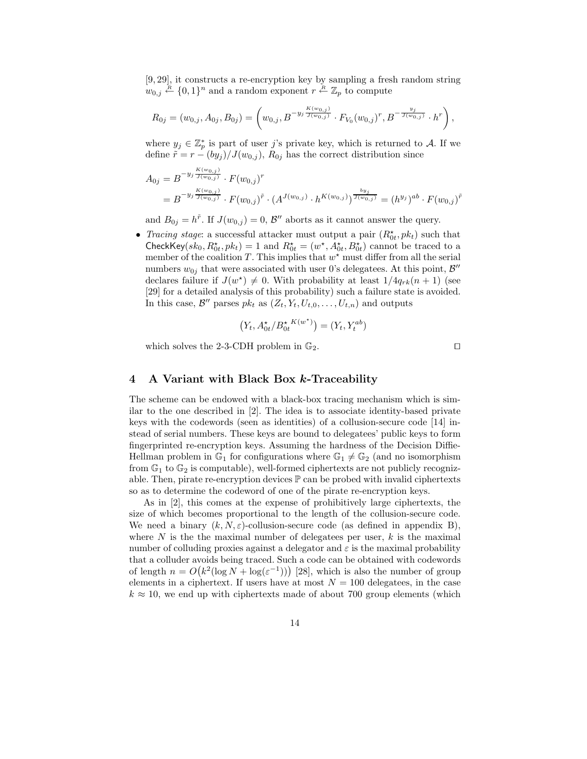[9, 29], it constructs a re-encryption key by sampling a fresh random string $w_{0,j} \stackrel{R}{\leftarrow} \{0,1\}^n$ and a random exponent $r \stackrel{R}{\leftarrow} \mathbb{Z}_p$ to compute

$$R_{0j} = (w_{0,j}, A_{0j}, B_{0j}) = \left( w_{0,j}, B^{-y_j \frac{K(w_{0,j})}{J(w_{0,j})}} \cdot F_{V_0}(w_{0,j})^r, B^{-\frac{y_j}{J(w_{0,j})}} \cdot h^r \right),$$

where $y_j \in \mathbb{Z}_p^*$ is part of user $j$'s private key, which is returned to $\mathcal{A}$. If we define $\tilde{r} = r - (by_j)/J(w_{0,j})$, $R_{0j}$ has the correct distribution since

$$\begin{aligned} A_{0j} &= B^{-y_j \frac{K(w_{0,j})}{J(w_{0,j})}} \cdot F(w_{0,j})^r \\ &= B^{-y_j \frac{K(w_{0,j})}{J(w_{0,j})}} \cdot F(w_{0,j})^{\tilde{r}} \cdot \left(A^{J(w_{0,j})} \cdot h^{K(w_{0,j})}\right)^{\frac{by_j}{J(w_{0,j})}} = (h^{y_j})^{ab} \cdot F(w_{0,j})^{\tilde{r}} \end{aligned}$$

and $B_{0j} = h^{\tilde{r}}$. If $J(w_{0,j}) = 0$, $\mathcal{B}''$ aborts as it cannot answer the query.

- *Tracing stage*: a successful attacker must output a pair $(R_{0t}^\star, pk_t)$ such that $\mathsf{CheckKey}(sk_0, R_{0t}^\star, pk_t) = 1$ and $R_{0t}^\star = (w^\star, A_{0t}^\star, B_{0t}^\star)$ cannot be traced to a member of the coalition $T$. This implies that $w^\star$ must differ from all the serial numbers $w_{0j}$ that were associated with user 0's delegatees. At this point, $\mathcal{B}''$ declares failure if $J(w^\star) \neq 0$. With probability at least $1/4q_{rk}(n+1)$ (see [29] for a detailed analysis of this probability) such a failure state is avoided. In this case, $\mathcal{B}''$ parses $pk_t$ as $(Z_t, Y_t, U_{t,0}, \ldots, U_{t,n})$ and outputs

$$\left(Y_t, A_{0t}^\star / {B_{0t}^\star}^{K(w^\star)}\right) = (Y_t, Y_t^{ab})$$

which solves the 2-3-CDH problem in $\mathbb{G}_2$. $\square$

## 4 A Variant with Black Box $k$-Traceability

The scheme can be endowed with a black-box tracing mechanism which is similar to the one described in [2]. The idea is to associate identity-based private keys with the codewords (seen as identities) of a collusion-secure code [14] instead of serial numbers. These keys are bound to delegatees' public keys to form fingerprinted re-encryption keys. Assuming the hardness of the Decision Diffie-Hellman problem in $\mathbb{G}_1$ for configurations where $\mathbb{G}_1 \neq \mathbb{G}_2$ (and no isomorphism from $\mathbb{G}_1$ to $\mathbb{G}_2$ is computable), well-formed ciphertexts are not publicly recognizable. Then, pirate re-encryption devices $\mathbb{P}$ can be probed with invalid ciphertexts so as to determine the codeword of one of the pirate re-encryption keys.

As in [2], this comes at the expense of prohibitively large ciphertexts, the size of which becomes proportional to the length of the collusion-secure code. We need a binary $(k, N, \varepsilon)$-collusion-secure code (as defined in appendix B), where $N$ is the the maximal number of delegatees per user, $k$ is the maximal number of colluding proxies against a delegator and $\varepsilon$ is the maximal probability that a colluder avoids being traced. Such a code can be obtained with codewords of length $n = O\big(k^2(\log N + \log(\varepsilon^{-1}))\big)$ [28], which is also the number of group elements in a ciphertext. If users have at most $N = 100$ delegatees, in the case $k \approx 10$, we end up with ciphertexts made of about 700 group elements (which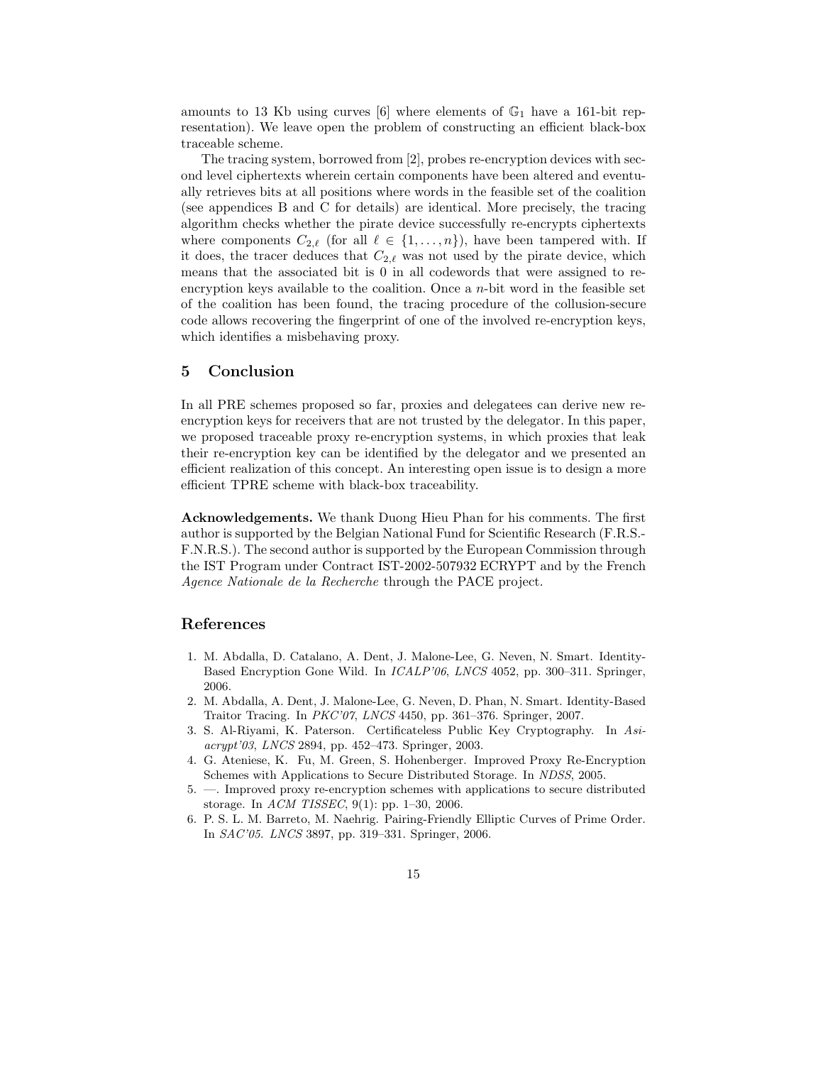amounts to 13 Kb using curves [6] where elements of $\mathbb{G}_1$ have a 161-bit representation). We leave open the problem of constructing an efficient black-box traceable scheme.

The tracing system, borrowed from [2], probes re-encryption devices with second level ciphertexts wherein certain components have been altered and eventually retrieves bits at all positions where words in the feasible set of the coalition (see appendices B and C for details) are identical. More precisely, the tracing algorithm checks whether the pirate device successfully re-encrypts ciphertexts where components $C_{2,\ell}$ (for all $\ell \in \{1,\ldots,n\}$), have been tampered with. If it does, the tracer deduces that $C_{2,\ell}$ was not used by the pirate device, which means that the associated bit is 0 in all codewords that were assigned to re-encryption keys available to the coalition. Once a $n$-bit word in the feasible set of the coalition has been found, the tracing procedure of the collusion-secure code allows recovering the fingerprint of one of the involved re-encryption keys, which identifies a misbehaving proxy.

## 5 Conclusion

In all PRE schemes proposed so far, proxies and delegatees can derive new re-encryption keys for receivers that are not trusted by the delegator. In this paper, we proposed traceable proxy re-encryption systems, in which proxies that leak their re-encryption key can be identified by the delegator and we presented an efficient realization of this concept. An interesting open issue is to design a more efficient TPRE scheme with black-box traceability.

**Acknowledgements.** We thank Duong Hieu Phan for his comments. The first author is supported by the Belgian National Fund for Scientific Research (F.R.S.-F.N.R.S.). The second author is supported by the European Commission through the IST Program under Contract IST-2002-507932 ECRYPT and by the French *Agence Nationale de la Recherche* through the PACE project.

## References

1. M. Abdalla, D. Catalano, A. Dent, J. Malone-Lee, G. Neven, N. Smart. Identity-Based Encryption Gone Wild. In *ICALP'06*, *LNCS* 4052, pp. 300–311. Springer, 2006.
2. M. Abdalla, A. Dent, J. Malone-Lee, G. Neven, D. Phan, N. Smart. Identity-Based Traitor Tracing. In *PKC'07*, *LNCS* 4450, pp. 361–376. Springer, 2007.
3. S. Al-Riyami, K. Paterson. Certificateless Public Key Cryptography. In *Asiacrypt'03*, *LNCS* 2894, pp. 452–473. Springer, 2003.
4. G. Ateniese, K. Fu, M. Green, S. Hohenberger. Improved Proxy Re-Encryption Schemes with Applications to Secure Distributed Storage. In *NDSS*, 2005.
5. —. Improved proxy re-encryption schemes with applications to secure distributed storage. In *ACM TISSEC*, 9(1): pp. 1–30, 2006.
6. P. S. L. M. Barreto, M. Naehrig. Pairing-Friendly Elliptic Curves of Prime Order. In *SAC'05*. *LNCS* 3897, pp. 319–331. Springer, 2006.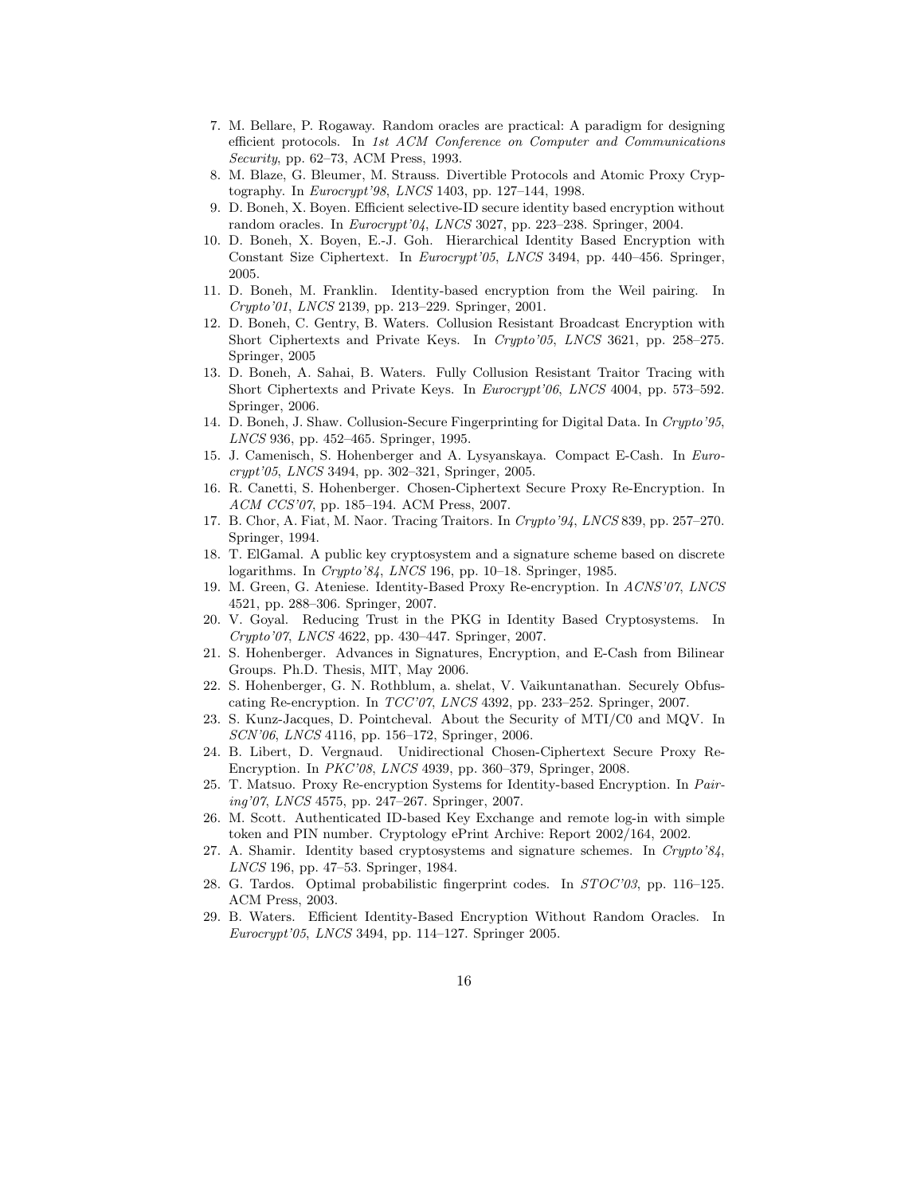7. M. Bellare, P. Rogaway. Random oracles are practical: A paradigm for designing efficient protocols. In *1st ACM Conference on Computer and Communications Security*, pp. 62–73, ACM Press, 1993.
8. M. Blaze, G. Bleumer, M. Strauss. Divertible Protocols and Atomic Proxy Cryptography. In *Eurocrypt'98*, *LNCS* 1403, pp. 127–144, 1998.
9. D. Boneh, X. Boyen. Efficient selective-ID secure identity based encryption without random oracles. In *Eurocrypt'04*, *LNCS* 3027, pp. 223–238. Springer, 2004.
10. D. Boneh, X. Boyen, E.-J. Goh. Hierarchical Identity Based Encryption with Constant Size Ciphertext. In *Eurocrypt'05*, *LNCS* 3494, pp. 440–456. Springer, 2005.
11. D. Boneh, M. Franklin. Identity-based encryption from the Weil pairing. In *Crypto'01*, *LNCS* 2139, pp. 213–229. Springer, 2001.
12. D. Boneh, C. Gentry, B. Waters. Collusion Resistant Broadcast Encryption with Short Ciphertexts and Private Keys. In *Crypto'05*, *LNCS* 3621, pp. 258–275. Springer, 2005
13. D. Boneh, A. Sahai, B. Waters. Fully Collusion Resistant Traitor Tracing with Short Ciphertexts and Private Keys. In *Eurocrypt'06*, *LNCS* 4004, pp. 573–592. Springer, 2006.
14. D. Boneh, J. Shaw. Collusion-Secure Fingerprinting for Digital Data. In *Crypto'95*, *LNCS* 936, pp. 452–465. Springer, 1995.
15. J. Camenisch, S. Hohenberger and A. Lysyanskaya. Compact E-Cash. In *Eurocrypt'05*, *LNCS* 3494, pp. 302–321, Springer, 2005.
16. R. Canetti, S. Hohenberger. Chosen-Ciphertext Secure Proxy Re-Encryption. In *ACM CCS'07*, pp. 185–194. ACM Press, 2007.
17. B. Chor, A. Fiat, M. Naor. Tracing Traitors. In *Crypto'94*, *LNCS* 839, pp. 257–270. Springer, 1994.
18. T. ElGamal. A public key cryptosystem and a signature scheme based on discrete logarithms. In *Crypto'84*, *LNCS* 196, pp. 10–18. Springer, 1985.
19. M. Green, G. Ateniese. Identity-Based Proxy Re-encryption. In *ACNS'07*, *LNCS* 4521, pp. 288–306. Springer, 2007.
20. V. Goyal. Reducing Trust in the PKG in Identity Based Cryptosystems. In *Crypto'07*, *LNCS* 4622, pp. 430–447. Springer, 2007.
21. S. Hohenberger. Advances in Signatures, Encryption, and E-Cash from Bilinear Groups. Ph.D. Thesis, MIT, May 2006.
22. S. Hohenberger, G. N. Rothblum, a. shelat, V. Vaikuntanathan. Securely Obfuscating Re-encryption. In *TCC'07*, *LNCS* 4392, pp. 233–252. Springer, 2007.
23. S. Kunz-Jacques, D. Pointcheval. About the Security of MTI/C0 and MQV. In *SCN'06*, *LNCS* 4116, pp. 156–172, Springer, 2006.
24. B. Libert, D. Vergnaud. Unidirectional Chosen-Ciphertext Secure Proxy Re-Encryption. In *PKC'08*, *LNCS* 4939, pp. 360–379, Springer, 2008.
25. T. Matsuo. Proxy Re-encryption Systems for Identity-based Encryption. In *Pairing'07*, *LNCS* 4575, pp. 247–267. Springer, 2007.
26. M. Scott. Authenticated ID-based Key Exchange and remote log-in with simple token and PIN number. Cryptology ePrint Archive: Report 2002/164, 2002.
27. A. Shamir. Identity based cryptosystems and signature schemes. In *Crypto'84*, *LNCS* 196, pp. 47–53. Springer, 1984.
28. G. Tardos. Optimal probabilistic fingerprint codes. In *STOC'03*, pp. 116–125. ACM Press, 2003.
29. B. Waters. Efficient Identity-Based Encryption Without Random Oracles. In *Eurocrypt'05*, *LNCS* 3494, pp. 114–127. Springer 2005.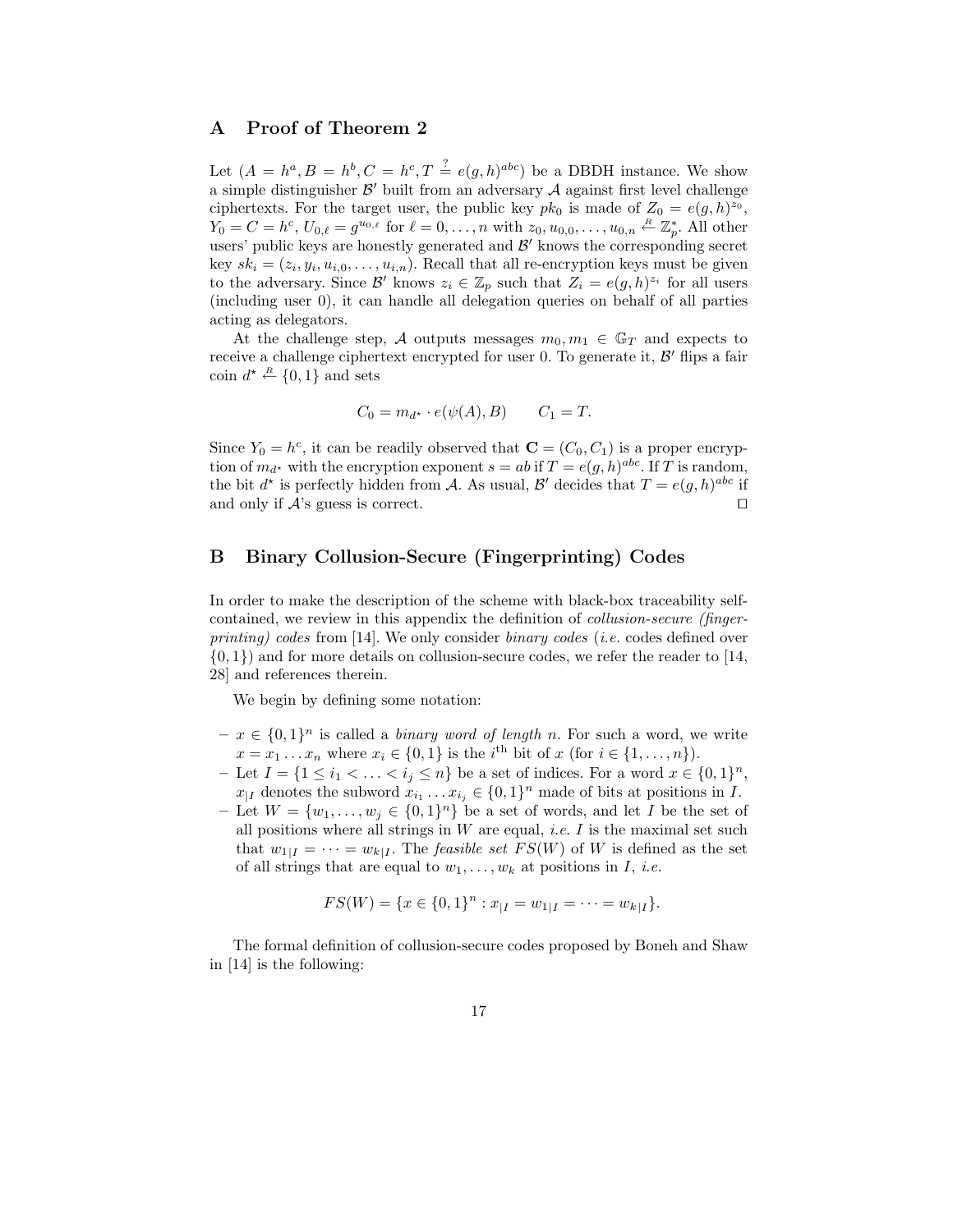## A Proof of Theorem 2

Let $(A = h^a, B = h^b, C = h^c, T \stackrel{?}{=} e(g,h)^{abc})$ be a DBDH instance. We show a simple distinguisher $\mathcal{B}'$ built from an adversary $\mathcal{A}$ against first level challenge ciphertexts. For the target user, the public key $pk_0$ is made of $Z_0 = e(g,h)^{z_0}$, $Y_0 = C = h^c$, $U_{0,\ell} = g^{u_{0,\ell}}$ for $\ell = 0, \ldots, n$ with $z_0, u_{0,0}, \ldots, u_{0,n} \stackrel{R}{\leftarrow} \mathbb{Z}_p^*$. All other users' public keys are honestly generated and $\mathcal{B}'$ knows the corresponding secret key $sk_i = (z_i, y_i, u_{i,0}, \ldots, u_{i,n})$. Recall that all re-encryption keys must be given to the adversary. Since $\mathcal{B}'$ knows $z_i \in \mathbb{Z}_p$ such that $Z_i = e(g,h)^{z_i}$ for all users (including user 0), it can handle all delegation queries on behalf of all parties acting as delegators.

At the challenge step, $\mathcal{A}$ outputs messages $m_0, m_1 \in \mathbb{G}_T$ and expects to receive a challenge ciphertext encrypted for user 0. To generate it, $\mathcal{B}'$ flips a fair coin $d^\star \stackrel{R}{\leftarrow} \{0,1\}$ and sets

$$C_0 = m_{d^\star} \cdot e(\psi(A), B) \qquad C_1 = T.$$

Since $Y_0 = h^c$, it can be readily observed that $\mathbf{C} = (C_0, C_1)$ is a proper encryption of $m_{d^\star}$ with the encryption exponent $s = ab$ if $T = e(g,h)^{abc}$. If $T$ is random, the bit $d^\star$ is perfectly hidden from $\mathcal{A}$. As usual, $\mathcal{B}'$ decides that $T = e(g,h)^{abc}$ if and only if $\mathcal{A}$'s guess is correct. $\square$

## B Binary Collusion-Secure (Fingerprinting) Codes

In order to make the description of the scheme with black-box traceability self-contained, we review in this appendix the definition of *collusion-secure (fingerprinting) codes* from [14]. We only consider *binary codes* (*i.e.* codes defined over $\{0,1\}$) and for more details on collusion-secure codes, we refer the reader to [14, 28] and references therein.

We begin by defining some notation:

- $x \in \{0,1\}^n$ is called a *binary word of length $n$*. For such a word, we write $x = x_1 \ldots x_n$ where $x_i \in \{0,1\}$ is the $i^{\text{th}}$ bit of $x$ (for $i \in \{1, \ldots, n\}$).
- Let $I = \{1 \leq i_1 < \ldots < i_j \leq n\}$ be a set of indices. For a word $x \in \{0,1\}^n$, $x_{|I}$ denotes the subword $x_{i_1} \ldots x_{i_j} \in \{0,1\}^n$ made of bits at positions in $I$.
- Let $W = \{w_1, \ldots, w_j \in \{0,1\}^n\}$ be a set of words, and let $I$ be the set of all positions where all strings in $W$ are equal, *i.e.* $I$ is the maximal set such that $w_{1|I} = \cdots = w_{k|I}$. The *feasible set* $FS(W)$ of $W$ is defined as the set of all strings that are equal to $w_1, \ldots, w_k$ at positions in $I$, *i.e.*

$$FS(W) = \{x \in \{0,1\}^n : x_{|I} = w_{1|I} = \cdots = w_{k|I}\}.$$

The formal definition of collusion-secure codes proposed by Boneh and Shaw in [14] is the following: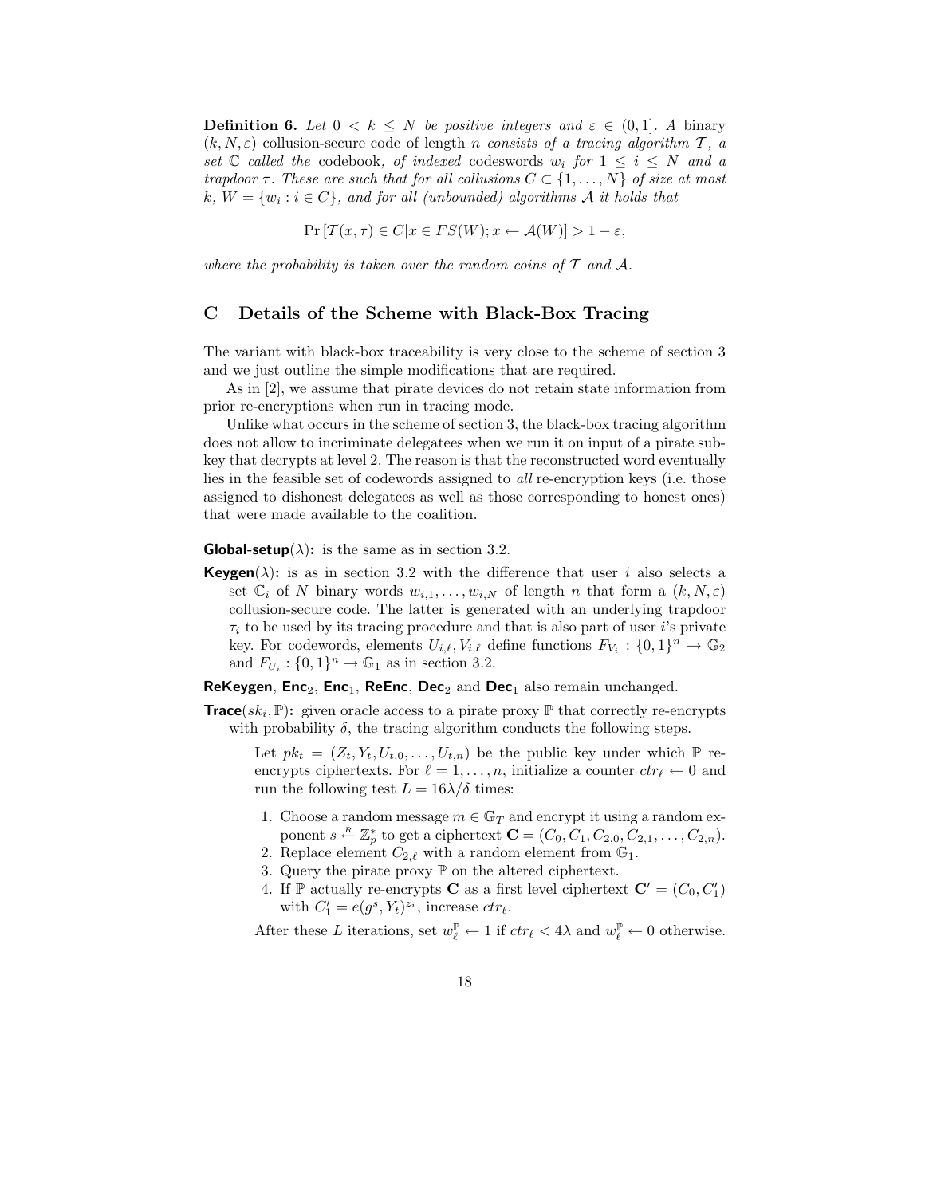**Definition 6.** *Let $0 < k \leq N$ be positive integers and $\varepsilon \in (0,1]$. A* binary $(k, N, \varepsilon)$ collusion-secure code of length $n$ *consists of a tracing algorithm $\mathcal{T}$, a set $\mathbb{C}$ called the* codebook*, of indexed* codeswords $w_i$ *for $1 \leq i \leq N$ and a trapdoor $\tau$. These are such that for all collusions $C \subset \{1, \ldots, N\}$ of size at most $k$, $W = \{w_i : i \in C\}$, and for all (unbounded) algorithms $\mathcal{A}$ it holds that*

$$\Pr\left[\mathcal{T}(x, \tau) \in C | x \in FS(W); x \leftarrow \mathcal{A}(W)\right] > 1 - \varepsilon,$$

*where the probability is taken over the random coins of $\mathcal{T}$ and $\mathcal{A}$.*

## C Details of the Scheme with Black-Box Tracing

The variant with black-box traceability is very close to the scheme of section 3 and we just outline the simple modifications that are required.

As in [2], we assume that pirate devices do not retain state information from prior re-encryptions when run in tracing mode.

Unlike what occurs in the scheme of section 3, the black-box tracing algorithm does not allow to incriminate delegatees when we run it on input of a pirate subkey that decrypts at level 2. The reason is that the reconstructed word eventually lies in the feasible set of codewords assigned to *all* re-encryption keys (i.e. those assigned to dishonest delegatees as well as those corresponding to honest ones) that were made available to the coalition.

**Global-setup**$(\lambda)$**:** is the same as in section 3.2.

**Keygen**$(\lambda)$**:** is as in section 3.2 with the difference that user $i$ also selects a set $\mathbb{C}_i$ of $N$ binary words $w_{i,1}, \ldots, w_{i,N}$ of length $n$ that form a $(k, N, \varepsilon)$ collusion-secure code. The latter is generated with an underlying trapdoor $\tau_i$ to be used by its tracing procedure and that is also part of user $i$'s private key. For codewords, elements $U_{i,\ell}, V_{i,\ell}$ define functions $F_{V_i} : \{0,1\}^n \to \mathbb{G}_2$ and $F_{U_i} : \{0,1\}^n \to \mathbb{G}_1$ as in section 3.2.

**ReKeygen**, **Enc**$_2$, **Enc**$_1$, **ReEnc**, **Dec**$_2$ and **Dec**$_1$ also remain unchanged.

**Trace**$(sk_i, \mathbb{P})$**:** given oracle access to a pirate proxy $\mathbb{P}$ that correctly re-encrypts with probability $\delta$, the tracing algorithm conducts the following steps.

Let $pk_t = (Z_t, Y_t, U_{t,0}, \ldots, U_{t,n})$ be the public key under which $\mathbb{P}$ re-encrypts ciphertexts. For $\ell = 1, \ldots, n$, initialize a counter $ctr_\ell \leftarrow 0$ and run the following test $L = 16\lambda/\delta$ times:

1. Choose a random message $m \in \mathbb{G}_T$ and encrypt it using a random exponent $s \xleftarrow{R} \mathbb{Z}_p^*$ to get a ciphertext $\mathbf{C} = (C_0, C_1, C_{2,0}, C_{2,1}, \ldots, C_{2,n})$.
2. Replace element $C_{2,\ell}$ with a random element from $\mathbb{G}_1$.
3. Query the pirate proxy $\mathbb{P}$ on the altered ciphertext.
4. If $\mathbb{P}$ actually re-encrypts $\mathbf{C}$ as a first level ciphertext $\mathbf{C}' = (C_0, C_1')$ with $C_1' = e(g^s, Y_t)^{z_i}$, increase $ctr_\ell$.

After these $L$ iterations, set $w_\ell^{\mathbb{P}} \leftarrow 1$ if $ctr_\ell < 4\lambda$ and $w_\ell^{\mathbb{P}} \leftarrow 0$ otherwise.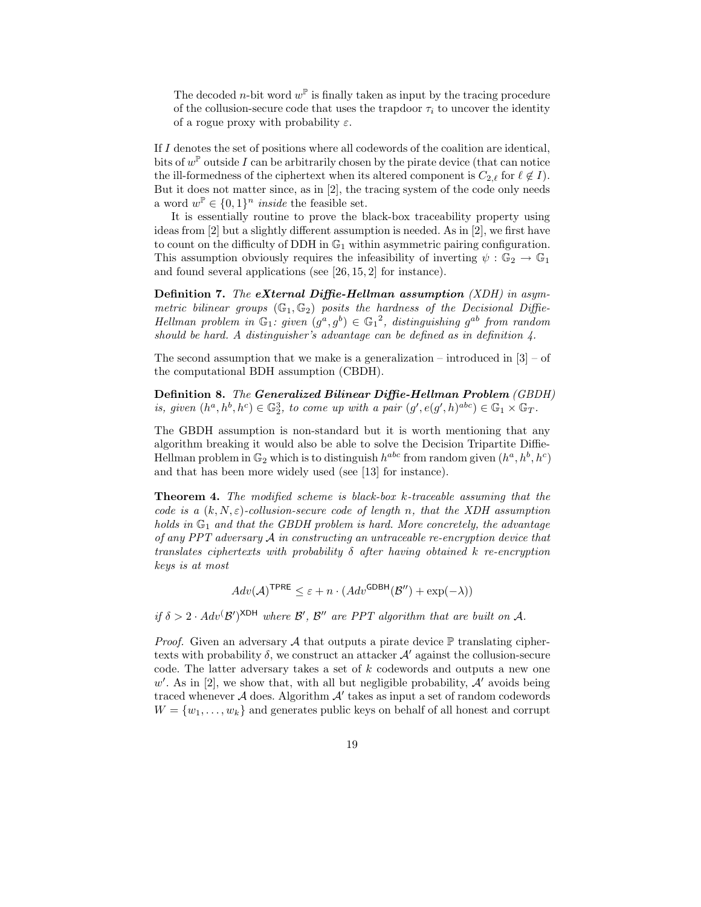The decoded $n$-bit word $w^{\mathbb{P}}$ is finally taken as input by the tracing procedure of the collusion-secure code that uses the trapdoor $\tau_i$ to uncover the identity of a rogue proxy with probability $\varepsilon$.

If $I$ denotes the set of positions where all codewords of the coalition are identical, bits of $w^{\mathbb{P}}$ outside $I$ can be arbitrarily chosen by the pirate device (that can notice the ill-formedness of the ciphertext when its altered component is $C_{2,\ell}$ for $\ell \notin I$). But it does not matter since, as in [2], the tracing system of the code only needs a word $w^{\mathbb{P}} \in \{0,1\}^n$ *inside* the feasible set.

It is essentially routine to prove the black-box traceability property using ideas from [2] but a slightly different assumption is needed. As in [2], we first have to count on the difficulty of DDH in $\mathbb{G}_1$ within asymmetric pairing configuration. This assumption obviously requires the infeasibility of inverting $\psi : \mathbb{G}_2 \to \mathbb{G}_1$ and found several applications (see [26, 15, 2] for instance).

**Definition 7.** *The* ***eXternal Diffie-Hellman assumption*** *(XDH) in asymmetric bilinear groups $(\mathbb{G}_1, \mathbb{G}_2)$ posits the hardness of the Decisional Diffie-Hellman problem in $\mathbb{G}_1$: given $(g^a, g^b) \in {\mathbb{G}_1}^2$, distinguishing $g^{ab}$ from random should be hard. A distinguisher's advantage can be defined as in definition 4.*

The second assumption that we make is a generalization – introduced in [3] – of the computational BDH assumption (CBDH).

**Definition 8.** *The* ***Generalized Bilinear Diffie-Hellman Problem*** *(GBDH) is, given $(h^a, h^b, h^c) \in \mathbb{G}_2^3$, to come up with a pair $(g', e(g', h)^{abc}) \in \mathbb{G}_1 \times \mathbb{G}_T$.*

The GBDH assumption is non-standard but it is worth mentioning that any algorithm breaking it would also be able to solve the Decision Tripartite Diffie-Hellman problem in $\mathbb{G}_2$ which is to distinguish $h^{abc}$ from random given $(h^a, h^b, h^c)$ and that has been more widely used (see [13] for instance).

**Theorem 4.** *The modified scheme is black-box $k$-traceable assuming that the code is a $(k, N, \varepsilon)$-collusion-secure code of length $n$, that the XDH assumption holds in $\mathbb{G}_1$ and that the GBDH problem is hard. More concretely, the advantage of any PPT adversary $\mathcal{A}$ in constructing an untraceable re-encryption device that translates ciphertexts with probability $\delta$ after having obtained $k$ re-encryption keys is at most*

$$Adv(\mathcal{A})^{\mathsf{TPRE}} \leq \varepsilon + n \cdot (Adv^{\mathsf{GDBH}}(\mathcal{B}'') + \exp(-\lambda))$$

*if $\delta > 2 \cdot Adv^(\mathcal{B}')^{\mathsf{XDH}}$ where $\mathcal{B}'$, $\mathcal{B}''$ are PPT algorithm that are built on $\mathcal{A}$.*

*Proof.* Given an adversary $\mathcal{A}$ that outputs a pirate device $\mathbb{P}$ translating ciphertexts with probability $\delta$, we construct an attacker $\mathcal{A}'$ against the collusion-secure code. The latter adversary takes a set of $k$ codewords and outputs a new one $w'$. As in [2], we show that, with all but negligible probability, $\mathcal{A}'$ avoids being traced whenever $\mathcal{A}$ does. Algorithm $\mathcal{A}'$ takes as input a set of random codewords $W = \{w_1, \ldots, w_k\}$ and generates public keys on behalf of all honest and corrupt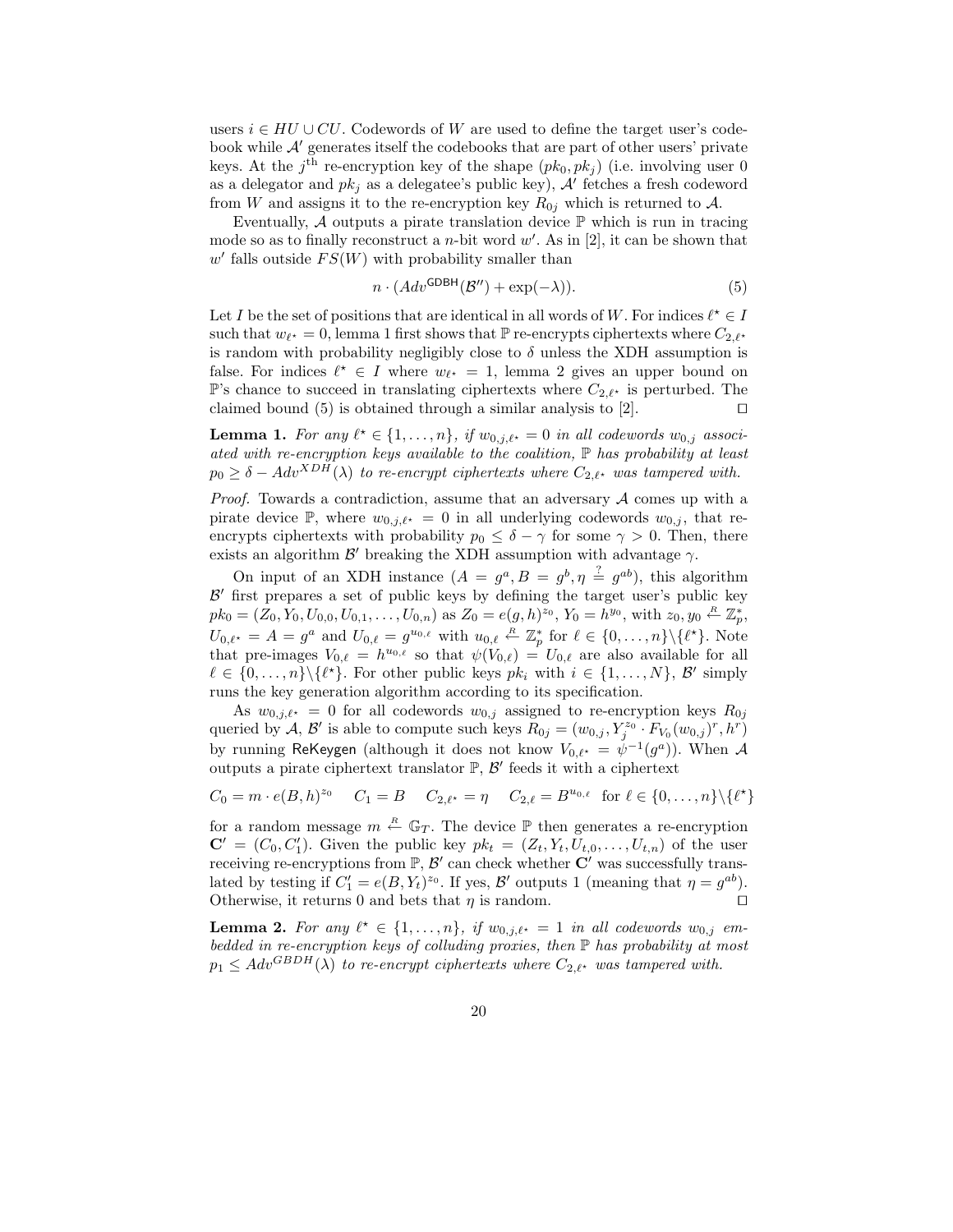users $i \in HU \cup CU$. Codewords of $W$ are used to define the target user's codebook while $\mathcal{A}'$ generates itself the codebooks that are part of other users' private keys. At the $j^{\text{th}}$ re-encryption key of the shape $(pk_0, pk_j)$ (i.e. involving user 0 as a delegator and $pk_j$ as a delegatee's public key), $\mathcal{A}'$ fetches a fresh codeword from $W$ and assigns it to the re-encryption key $R_{0j}$ which is returned to $\mathcal{A}$.

Eventually, $\mathcal{A}$ outputs a pirate translation device $\mathbb{P}$ which is run in tracing mode so as to finally reconstruct a $n$-bit word $w'$. As in [2], it can be shown that $w'$ falls outside $FS(W)$ with probability smaller than

$$n \cdot (Adv^{\mathsf{GDBH}}(\mathcal{B}'') + \exp(-\lambda)). \qquad (5)$$

Let $I$ be the set of positions that are identical in all words of $W$. For indices $\ell^\star \in I$ such that $w_{\ell^\star} = 0$, lemma 1 first shows that $\mathbb{P}$ re-encrypts ciphertexts where $C_{2,\ell^\star}$ is random with probability negligibly close to $\delta$ unless the XDH assumption is false. For indices $\ell^\star \in I$ where $w_{\ell^\star} = 1$, lemma 2 gives an upper bound on $\mathbb{P}$'s chance to succeed in translating ciphertexts where $C_{2,\ell^\star}$ is perturbed. The claimed bound (5) is obtained through a similar analysis to [2]. $\square$

**Lemma 1.** *For any $\ell^\star \in \{1, \ldots, n\}$, if $w_{0,j,\ell^\star} = 0$ in all codewords $w_{0,j}$ associated with re-encryption keys available to the coalition, $\mathbb{P}$ has probability at least $p_0 \geq \delta - Adv^{XDH}(\lambda)$ to re-encrypt ciphertexts where $C_{2,\ell^\star}$ was tampered with.*

*Proof.* Towards a contradiction, assume that an adversary $\mathcal{A}$ comes up with a pirate device $\mathbb{P}$, where $w_{0,j,\ell^\star} = 0$ in all underlying codewords $w_{0,j}$, that re-encrypts ciphertexts with probability $p_0 \leq \delta - \gamma$ for some $\gamma > 0$. Then, there exists an algorithm $\mathcal{B}'$ breaking the XDH assumption with advantage $\gamma$.

On input of an XDH instance $(A = g^a, B = g^b, \eta \stackrel{?}{=} g^{ab})$, this algorithm $\mathcal{B}'$ first prepares a set of public keys by defining the target user's public key $pk_0 = (Z_0, Y_0, U_{0,0}, U_{0,1}, \ldots, U_{0,n})$ as $Z_0 = e(g,h)^{z_0}$, $Y_0 = h^{y_0}$, with $z_0, y_0 \stackrel{R}{\leftarrow} \mathbb{Z}_p^*$, $U_{0,\ell^\star} = A = g^a$ and $U_{0,\ell} = g^{u_{0,\ell}}$ with $u_{0,\ell} \stackrel{R}{\leftarrow} \mathbb{Z}_p^*$ for $\ell \in \{0, \ldots, n\} \backslash \{\ell^\star\}$. Note that pre-images $V_{0,\ell} = h^{u_{0,\ell}}$ so that $\psi(V_{0,\ell}) = U_{0,\ell}$ are also available for all $\ell \in \{0, \ldots, n\} \backslash \{\ell^\star\}$. For other public keys $pk_i$ with $i \in \{1, \ldots, N\}$, $\mathcal{B}'$ simply runs the key generation algorithm according to its specification.

As $w_{0,j,\ell^\star} = 0$ for all codewords $w_{0,j}$ assigned to re-encryption keys $R_{0j}$ queried by $\mathcal{A}$, $\mathcal{B}'$ is able to compute such keys $R_{0j} = (w_{0,j}, Y_j^{z_0} \cdot F_{V_0}(w_{0,j})^r, h^r)$ by running $\mathsf{ReKeygen}$ (although it does not know $V_{0,\ell^\star} = \psi^{-1}(g^a)$). When $\mathcal{A}$ outputs a pirate ciphertext translator $\mathbb{P}$, $\mathcal{B}'$ feeds it with a ciphertext

$$C_0 = m \cdot e(B,h)^{z_0} \quad C_1 = B \quad C_{2,\ell^\star} = \eta \quad C_{2,\ell} = B^{u_{0,\ell}} \text{ for } \ell \in \{0, \ldots, n\} \backslash \{\ell^\star\}$$

for a random message $m \stackrel{R}{\leftarrow} \mathbb{G}_T$. The device $\mathbb{P}$ then generates a re-encryption $\mathbf{C}' = (C_0, C_1')$. Given the public key $pk_t = (Z_t, Y_t, U_{t,0}, \ldots, U_{t,n})$ of the user receiving re-encryptions from $\mathbb{P}$, $\mathcal{B}'$ can check whether $\mathbf{C}'$ was successfully translated by testing if $C_1' = e(B, Y_t)^{z_0}$. If yes, $\mathcal{B}'$ outputs 1 (meaning that $\eta = g^{ab}$). Otherwise, it returns 0 and bets that $\eta$ is random. $\square$

**Lemma 2.** *For any $\ell^\star \in \{1, \ldots, n\}$, if $w_{0,j,\ell^\star} = 1$ in all codewords $w_{0,j}$ embedded in re-encryption keys of colluding proxies, then $\mathbb{P}$ has probability at most $p_1 \leq Adv^{GBDH}(\lambda)$ to re-encrypt ciphertexts where $C_{2,\ell^\star}$ was tampered with.*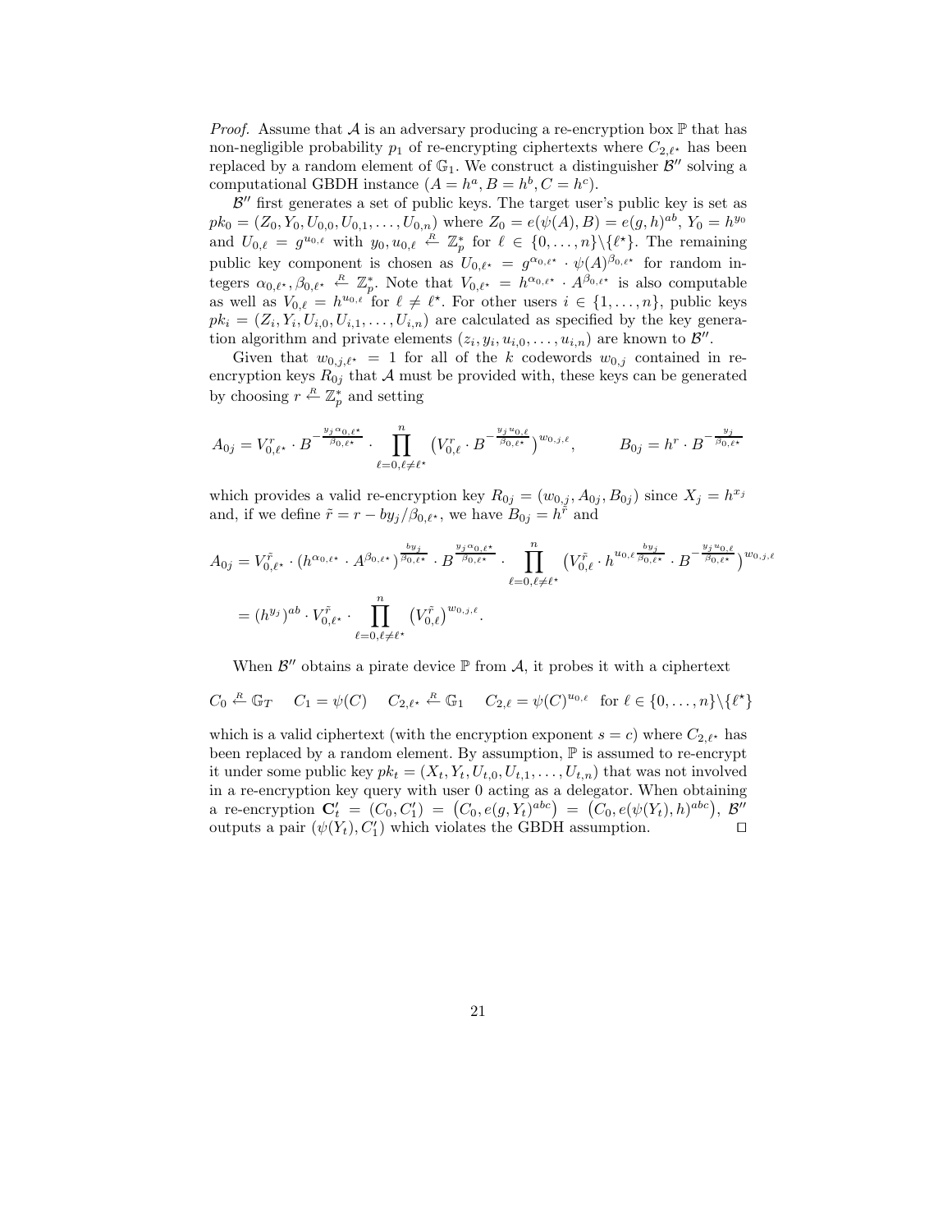*Proof.* Assume that $\mathcal{A}$ is an adversary producing a re-encryption box $\mathbb{P}$ that has non-negligible probability $p_1$ of re-encrypting ciphertexts where $C_{2,\ell^\star}$ has been replaced by a random element of $\mathbb{G}_1$. We construct a distinguisher $\mathcal{B}''$ solving a computational GBDH instance $(A = h^a, B = h^b, C = h^c)$.

$\mathcal{B}''$ first generates a set of public keys. The target user's public key is set as $pk_0 = (Z_0, Y_0, U_{0,0}, U_{0,1}, \ldots, U_{0,n})$ where $Z_0 = e(\psi(A), B) = e(g, h)^{ab}$, $Y_0 = h^{y_0}$ and $U_{0,\ell} = g^{u_{0,\ell}}$ with $y_0, u_{0,\ell} \xleftarrow{R} \mathbb{Z}_p^*$ for $\ell \in \{0, \ldots, n\} \backslash \{\ell^\star\}$. The remaining public key component is chosen as $U_{0,\ell^\star} = g^{\alpha_{0,\ell^\star}} \cdot \psi(A)^{\beta_{0,\ell^\star}}$ for random integers $\alpha_{0,\ell^\star}, \beta_{0,\ell^\star} \xleftarrow{R} \mathbb{Z}_p^*$. Note that $V_{0,\ell^\star} = h^{\alpha_{0,\ell^\star}} \cdot A^{\beta_{0,\ell^\star}}$ is also computable as well as $V_{0,\ell} = h^{u_{0,\ell}}$ for $\ell \neq \ell^\star$. For other users $i \in \{1, \ldots, n\}$, public keys $pk_i = (Z_i, Y_i, U_{i,0}, U_{i,1}, \ldots, U_{i,n})$ are calculated as specified by the key generation algorithm and private elements $(z_i, y_i, u_{i,0}, \ldots, u_{i,n})$ are known to $\mathcal{B}''$.

Given that $w_{0,j,\ell^\star} = 1$ for all of the $k$ codewords $w_{0,j}$ contained in re-encryption keys $R_{0j}$ that $\mathcal{A}$ must be provided with, these keys can be generated by choosing $r \xleftarrow{R} \mathbb{Z}_p^*$ and setting

$$A_{0j} = V_{0,\ell^\star}^r \cdot B^{-\frac{y_j \alpha_{0,\ell^\star}}{\beta_{0,\ell^\star}}} \cdot \prod_{\ell=0, \ell \neq \ell^\star}^{n} \big(V_{0,\ell}^r \cdot B^{-\frac{y_j u_{0,\ell}}{\beta_{0,\ell^\star}}}\big)^{w_{0,j,\ell}}, \qquad B_{0j} = h^r \cdot B^{-\frac{y_j}{\beta_{0,\ell^\star}}}$$

which provides a valid re-encryption key $R_{0j} = (w_{0,j}, A_{0j}, B_{0j})$ since $X_j = h^{x_j}$ and, if we define $\tilde{r} = r - by_j/\beta_{0,\ell^\star}$, we have $B_{0j} = h^{\tilde{r}}$ and

$$A_{0j} = V_{0,\ell^\star}^{\tilde{r}} \cdot (h^{\alpha_{0,\ell^\star}} \cdot A^{\beta_{0,\ell^\star}})^{\frac{by_j}{\beta_{0,\ell^\star}}} \cdot B^{\frac{y_j \alpha_{0,\ell^\star}}{\beta_{0,\ell^\star}}} \cdot \prod_{\ell=0, \ell \neq \ell^\star}^{n} \big(V_{0,\ell}^{\tilde{r}} \cdot h^{u_{0,\ell} \frac{by_j}{\beta_{0,\ell^\star}}} \cdot B^{-\frac{y_j u_{0,\ell}}{\beta_{0,\ell^\star}}}\big)^{w_{0,j,\ell}}$$

$$= (h^{y_j})^{ab} \cdot V_{0,\ell^\star}^{\tilde{r}} \cdot \prod_{\ell=0, \ell \neq \ell^\star}^{n} \big(V_{0,\ell}^{\tilde{r}}\big)^{w_{0,j,\ell}}.$$

When $\mathcal{B}''$ obtains a pirate device $\mathbb{P}$ from $\mathcal{A}$, it probes it with a ciphertext

$$C_0 \xleftarrow{R} \mathbb{G}_T \quad C_1 = \psi(C) \quad C_{2,\ell^\star} \xleftarrow{R} \mathbb{G}_1 \quad C_{2,\ell} = \psi(C)^{u_{0,\ell}} \text{ for } \ell \in \{0, \ldots, n\} \backslash \{\ell^\star\}$$

which is a valid ciphertext (with the encryption exponent $s = c$) where $C_{2,\ell^\star}$ has been replaced by a random element. By assumption, $\mathbb{P}$ is assumed to re-encrypt it under some public key $pk_t = (X_t, Y_t, U_{t,0}, U_{t,1}, \ldots, U_{t,n})$ that was not involved in a re-encryption key query with user 0 acting as a delegator. When obtaining a re-encryption $\mathbf{C}_t' = (C_0, C_1') = \big(C_0, e(g, Y_t)^{abc}\big) = \big(C_0, e(\psi(Y_t), h)^{abc}\big)$, $\mathcal{B}''$ outputs a pair $(\psi(Y_t), C_1')$ which violates the GBDH assumption. $\square$